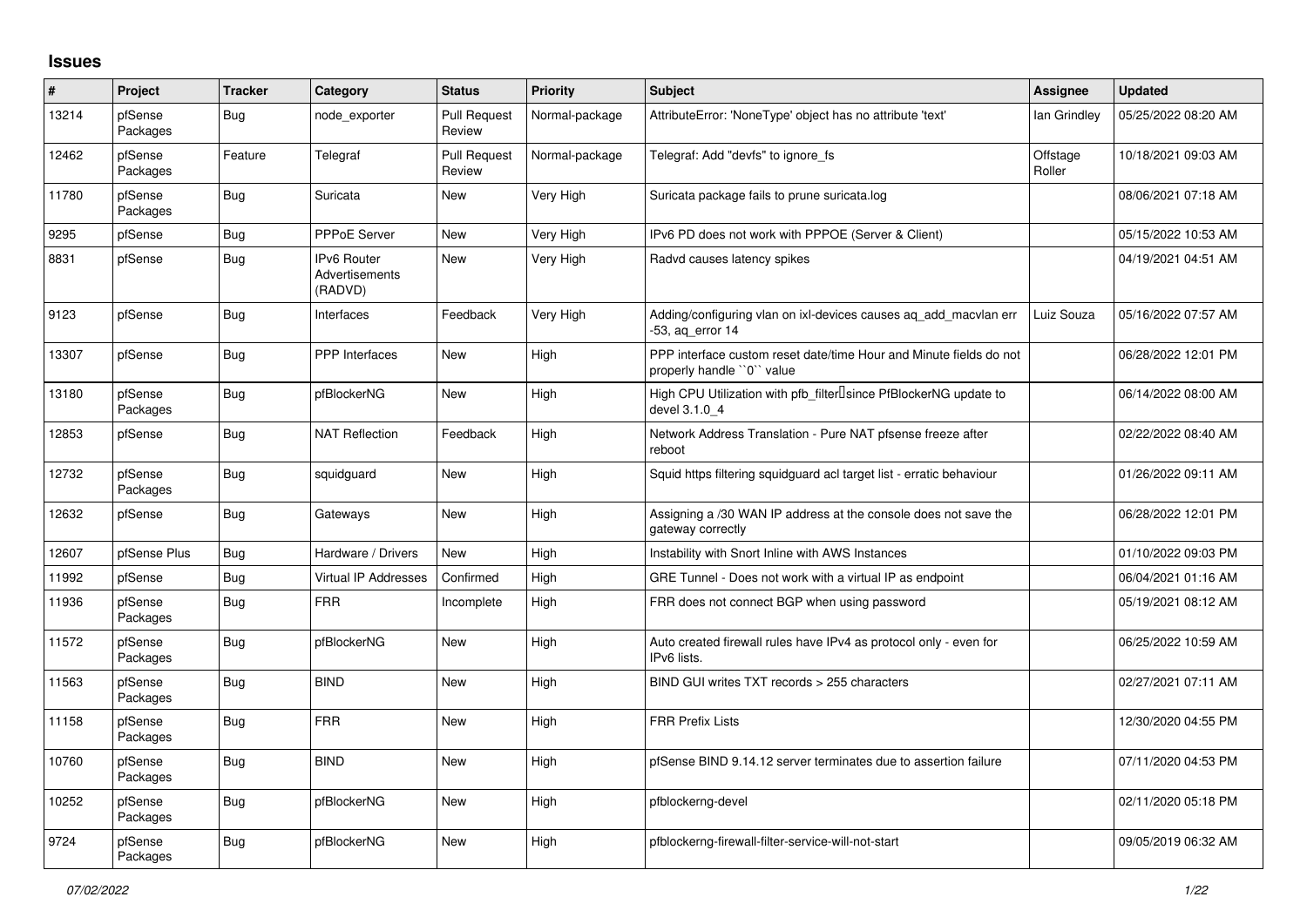# Issues

| # | Project | Tracker | Category | Status | Priority | Subject | Assignee | Updated |
|---|---|---|---|---|---|---|---|---|
| 13214 | pfSense Packages | Bug | node_exporter | Pull Request Review | Normal-package | AttributeError: 'NoneType' object has no attribute 'text' | Ian Grindley | 05/25/2022 08:20 AM |
| 12462 | pfSense Packages | Feature | Telegraf | Pull Request Review | Normal-package | Telegraf: Add "devfs" to ignore_fs | Offstage Roller | 10/18/2021 09:03 AM |
| 11780 | pfSense Packages | Bug | Suricata | New | Very High | Suricata package fails to prune suricata.log | | 08/06/2021 07:18 AM |
| 9295 | pfSense | Bug | PPPoE Server | New | Very High | IPv6 PD does not work with PPPOE (Server & Client) | | 05/15/2022 10:53 AM |
| 8831 | pfSense | Bug | IPv6 Router Advertisements (RADVD) | New | Very High | Radvd causes latency spikes | | 04/19/2021 04:51 AM |
| 9123 | pfSense | Bug | Interfaces | Feedback | Very High | Adding/configuring vlan on ixl-devices causes aq_add_macvlan err -53, aq_error 14 | Luiz Souza | 05/16/2022 07:57 AM |
| 13307 | pfSense | Bug | PPP Interfaces | New | High | PPP interface custom reset date/time Hour and Minute fields do not properly handle ``0`` value | | 06/28/2022 12:01 PM |
| 13180 | pfSense Packages | Bug | pfBlockerNG | New | High | High CPU Utilization with pfb_filter since PfBlockerNG update to devel 3.1.0_4 | | 06/14/2022 08:00 AM |
| 12853 | pfSense | Bug | NAT Reflection | Feedback | High | Network Address Translation - Pure NAT pfsense freeze after reboot | | 02/22/2022 08:40 AM |
| 12732 | pfSense Packages | Bug | squidguard | New | High | Squid https filtering squidguard acl target list - erratic behaviour | | 01/26/2022 09:11 AM |
| 12632 | pfSense | Bug | Gateways | New | High | Assigning a /30 WAN IP address at the console does not save the gateway correctly | | 06/28/2022 12:01 PM |
| 12607 | pfSense Plus | Bug | Hardware / Drivers | New | High | Instability with Snort Inline with AWS Instances | | 01/10/2022 09:03 PM |
| 11992 | pfSense | Bug | Virtual IP Addresses | Confirmed | High | GRE Tunnel - Does not work with a virtual IP as endpoint | | 06/04/2021 01:16 AM |
| 11936 | pfSense Packages | Bug | FRR | Incomplete | High | FRR does not connect BGP when using password | | 05/19/2021 08:12 AM |
| 11572 | pfSense Packages | Bug | pfBlockerNG | New | High | Auto created firewall rules have IPv4 as protocol only - even for IPv6 lists. | | 06/25/2022 10:59 AM |
| 11563 | pfSense Packages | Bug | BIND | New | High | BIND GUI writes TXT records > 255 characters | | 02/27/2021 07:11 AM |
| 11158 | pfSense Packages | Bug | FRR | New | High | FRR Prefix Lists | | 12/30/2020 04:55 PM |
| 10760 | pfSense Packages | Bug | BIND | New | High | pfSense BIND 9.14.12 server terminates due to assertion failure | | 07/11/2020 04:53 PM |
| 10252 | pfSense Packages | Bug | pfBlockerNG | New | High | pfblockerng-devel | | 02/11/2020 05:18 PM |
| 9724 | pfSense Packages | Bug | pfBlockerNG | New | High | pfblockerng-firewall-filter-service-will-not-start | | 09/05/2019 06:32 AM |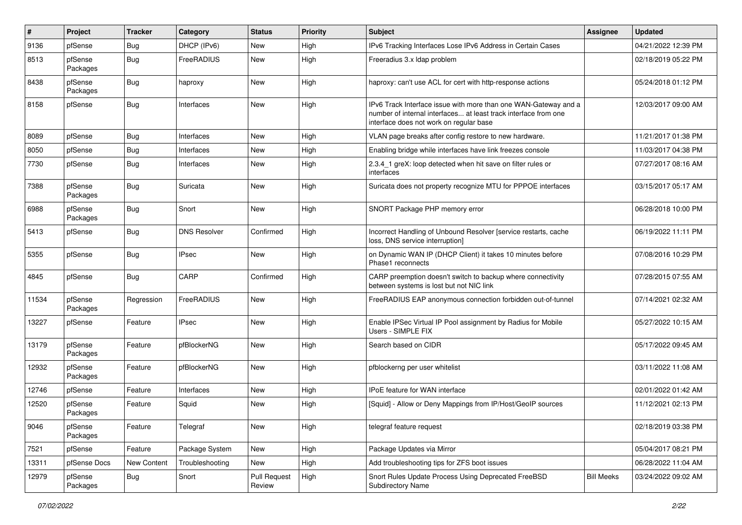| # | Project | Tracker | Category | Status | Priority | Subject | Assignee | Updated |
|---|---|---|---|---|---|---|---|---|
| 9136 | pfSense | Bug | DHCP (IPv6) | New | High | IPv6 Tracking Interfaces Lose IPv6 Address in Certain Cases | | 04/21/2022 12:39 PM |
| 8513 | pfSense Packages | Bug | FreeRADIUS | New | High | Freeradius 3.x ldap problem | | 02/18/2019 05:22 PM |
| 8438 | pfSense Packages | Bug | haproxy | New | High | haproxy: can't use ACL for cert with http-response actions | | 05/24/2018 01:12 PM |
| 8158 | pfSense | Bug | Interfaces | New | High | IPv6 Track Interface issue with more than one WAN-Gateway and a number of internal interfaces... at least track interface from one interface does not work on regular base | | 12/03/2017 09:00 AM |
| 8089 | pfSense | Bug | Interfaces | New | High | VLAN page breaks after config restore to new hardware. | | 11/21/2017 01:38 PM |
| 8050 | pfSense | Bug | Interfaces | New | High | Enabling bridge while interfaces have link freezes console | | 11/03/2017 04:38 PM |
| 7730 | pfSense | Bug | Interfaces | New | High | 2.3.4_1 greX: loop detected when hit save on filter rules or interfaces | | 07/27/2017 08:16 AM |
| 7388 | pfSense Packages | Bug | Suricata | New | High | Suricata does not property recognize MTU for PPPOE interfaces | | 03/15/2017 05:17 AM |
| 6988 | pfSense Packages | Bug | Snort | New | High | SNORT Package PHP memory error | | 06/28/2018 10:00 PM |
| 5413 | pfSense | Bug | DNS Resolver | Confirmed | High | Incorrect Handling of Unbound Resolver [service restarts, cache loss, DNS service interruption] | | 06/19/2022 11:11 PM |
| 5355 | pfSense | Bug | IPsec | New | High | on Dynamic WAN IP (DHCP Client) it takes 10 minutes before Phase1 reconnects | | 07/08/2016 10:29 PM |
| 4845 | pfSense | Bug | CARP | Confirmed | High | CARP preemption doesn't switch to backup where connectivity between systems is lost but not NIC link | | 07/28/2015 07:55 AM |
| 11534 | pfSense Packages | Regression | FreeRADIUS | New | High | FreeRADIUS EAP anonymous connection forbidden out-of-tunnel | | 07/14/2021 02:32 AM |
| 13227 | pfSense | Feature | IPsec | New | High | Enable IPSec Virtual IP Pool assignment by Radius for Mobile Users - SIMPLE FIX | | 05/27/2022 10:15 AM |
| 13179 | pfSense Packages | Feature | pfBlockerNG | New | High | Search based on CIDR | | 05/17/2022 09:45 AM |
| 12932 | pfSense Packages | Feature | pfBlockerNG | New | High | pfblockerng per user whitelist | | 03/11/2022 11:08 AM |
| 12746 | pfSense | Feature | Interfaces | New | High | IPoE feature for WAN interface | | 02/01/2022 01:42 AM |
| 12520 | pfSense Packages | Feature | Squid | New | High | [Squid] - Allow or Deny Mappings from IP/Host/GeoIP sources | | 11/12/2021 02:13 PM |
| 9046 | pfSense Packages | Feature | Telegraf | New | High | telegraf feature request | | 02/18/2019 03:38 PM |
| 7521 | pfSense | Feature | Package System | New | High | Package Updates via Mirror | | 05/04/2017 08:21 PM |
| 13311 | pfSense Docs | New Content | Troubleshooting | New | High | Add troubleshooting tips for ZFS boot issues | | 06/28/2022 11:04 AM |
| 12979 | pfSense Packages | Bug | Snort | Pull Request Review | High | Snort Rules Update Process Using Deprecated FreeBSD Subdirectory Name | Bill Meeks | 03/24/2022 09:02 AM |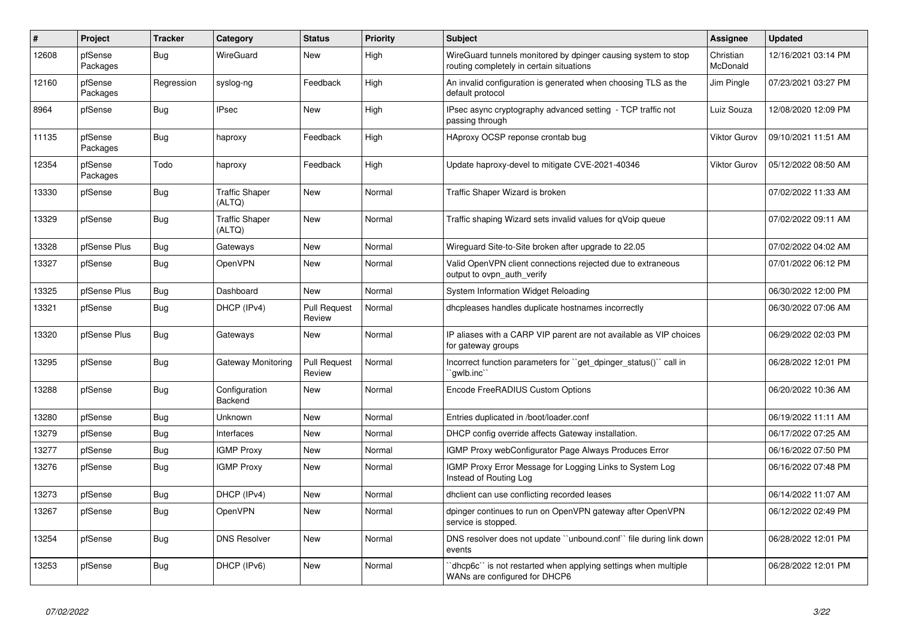| # | Project | Tracker | Category | Status | Priority | Subject | Assignee | Updated |
|---|---|---|---|---|---|---|---|---|
| 12608 | pfSense Packages | Bug | WireGuard | New | High | WireGuard tunnels monitored by dpinger causing system to stop routing completely in certain situations | Christian McDonald | 12/16/2021 03:14 PM |
| 12160 | pfSense Packages | Regression | syslog-ng | Feedback | High | An invalid configuration is generated when choosing TLS as the default protocol | Jim Pingle | 07/23/2021 03:27 PM |
| 8964 | pfSense | Bug | IPsec | New | High | IPsec async cryptography advanced setting - TCP traffic not passing through | Luiz Souza | 12/08/2020 12:09 PM |
| 11135 | pfSense Packages | Bug | haproxy | Feedback | High | HAproxy OCSP reponse crontab bug | Viktor Gurov | 09/10/2021 11:51 AM |
| 12354 | pfSense Packages | Todo | haproxy | Feedback | High | Update haproxy-devel to mitigate CVE-2021-40346 | Viktor Gurov | 05/12/2022 08:50 AM |
| 13330 | pfSense | Bug | Traffic Shaper (ALTQ) | New | Normal | Traffic Shaper Wizard is broken | | 07/02/2022 11:33 AM |
| 13329 | pfSense | Bug | Traffic Shaper (ALTQ) | New | Normal | Traffic shaping Wizard sets invalid values for qVoip queue | | 07/02/2022 09:11 AM |
| 13328 | pfSense Plus | Bug | Gateways | New | Normal | Wireguard Site-to-Site broken after upgrade to 22.05 | | 07/02/2022 04:02 AM |
| 13327 | pfSense | Bug | OpenVPN | New | Normal | Valid OpenVPN client connections rejected due to extraneous output to ovpn_auth_verify | | 07/01/2022 06:12 PM |
| 13325 | pfSense Plus | Bug | Dashboard | New | Normal | System Information Widget Reloading | | 06/30/2022 12:00 PM |
| 13321 | pfSense | Bug | DHCP (IPv4) | Pull Request Review | Normal | dhcpleases handles duplicate hostnames incorrectly | | 06/30/2022 07:06 AM |
| 13320 | pfSense Plus | Bug | Gateways | New | Normal | IP aliases with a CARP VIP parent are not available as VIP choices for gateway groups | | 06/29/2022 02:03 PM |
| 13295 | pfSense | Bug | Gateway Monitoring | Pull Request Review | Normal | Incorrect function parameters for ``get_dpinger_status()`` call in ``gwlb.inc`` | | 06/28/2022 12:01 PM |
| 13288 | pfSense | Bug | Configuration Backend | New | Normal | Encode FreeRADIUS Custom Options | | 06/20/2022 10:36 AM |
| 13280 | pfSense | Bug | Unknown | New | Normal | Entries duplicated in /boot/loader.conf | | 06/19/2022 11:11 AM |
| 13279 | pfSense | Bug | Interfaces | New | Normal | DHCP config override affects Gateway installation. | | 06/17/2022 07:25 AM |
| 13277 | pfSense | Bug | IGMP Proxy | New | Normal | IGMP Proxy webConfigurator Page Always Produces Error | | 06/16/2022 07:50 PM |
| 13276 | pfSense | Bug | IGMP Proxy | New | Normal | IGMP Proxy Error Message for Logging Links to System Log Instead of Routing Log | | 06/16/2022 07:48 PM |
| 13273 | pfSense | Bug | DHCP (IPv4) | New | Normal | dhclient can use conflicting recorded leases | | 06/14/2022 11:07 AM |
| 13267 | pfSense | Bug | OpenVPN | New | Normal | dpinger continues to run on OpenVPN gateway after OpenVPN service is stopped. | | 06/12/2022 02:49 PM |
| 13254 | pfSense | Bug | DNS Resolver | New | Normal | DNS resolver does not update ``unbound.conf`` file during link down events | | 06/28/2022 12:01 PM |
| 13253 | pfSense | Bug | DHCP (IPv6) | New | Normal | ``dhcp6c`` is not restarted when applying settings when multiple WANs are configured for DHCP6 | | 06/28/2022 12:01 PM |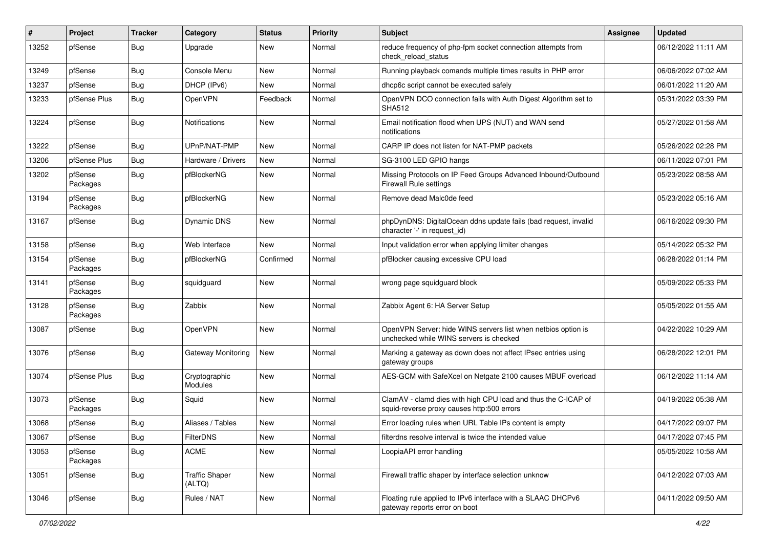| # | Project | Tracker | Category | Status | Priority | Subject | Assignee | Updated |
|---|---|---|---|---|---|---|---|---|
| 13252 | pfSense | Bug | Upgrade | New | Normal | reduce frequency of php-fpm socket connection attempts from check_reload_status | | 06/12/2022 11:11 AM |
| 13249 | pfSense | Bug | Console Menu | New | Normal | Running playback comands multiple times results in PHP error | | 06/06/2022 07:02 AM |
| 13237 | pfSense | Bug | DHCP (IPv6) | New | Normal | dhcp6c script cannot be executed safely | | 06/01/2022 11:20 AM |
| 13233 | pfSense Plus | Bug | OpenVPN | Feedback | Normal | OpenVPN DCO connection fails with Auth Digest Algorithm set to SHA512 | | 05/31/2022 03:39 PM |
| 13224 | pfSense | Bug | Notifications | New | Normal | Email notification flood when UPS (NUT) and WAN send notifications | | 05/27/2022 01:58 AM |
| 13222 | pfSense | Bug | UPnP/NAT-PMP | New | Normal | CARP IP does not listen for NAT-PMP packets | | 05/26/2022 02:28 PM |
| 13206 | pfSense Plus | Bug | Hardware / Drivers | New | Normal | SG-3100 LED GPIO hangs | | 06/11/2022 07:01 PM |
| 13202 | pfSense Packages | Bug | pfBlockerNG | New | Normal | Missing Protocols on IP Feed Groups Advanced Inbound/Outbound Firewall Rule settings | | 05/23/2022 08:58 AM |
| 13194 | pfSense Packages | Bug | pfBlockerNG | New | Normal | Remove dead Malc0de feed | | 05/23/2022 05:16 AM |
| 13167 | pfSense | Bug | Dynamic DNS | New | Normal | phpDynDNS: DigitalOcean ddns update fails (bad request, invalid character '-' in request_id) | | 06/16/2022 09:30 PM |
| 13158 | pfSense | Bug | Web Interface | New | Normal | Input validation error when applying limiter changes | | 05/14/2022 05:32 PM |
| 13154 | pfSense Packages | Bug | pfBlockerNG | Confirmed | Normal | pfBlocker causing excessive CPU load | | 06/28/2022 01:14 PM |
| 13141 | pfSense Packages | Bug | squidguard | New | Normal | wrong page squidguard block | | 05/09/2022 05:33 PM |
| 13128 | pfSense Packages | Bug | Zabbix | New | Normal | Zabbix Agent 6: HA Server Setup | | 05/05/2022 01:55 AM |
| 13087 | pfSense | Bug | OpenVPN | New | Normal | OpenVPN Server: hide WINS servers list when netbios option is unchecked while WINS servers is checked | | 04/22/2022 10:29 AM |
| 13076 | pfSense | Bug | Gateway Monitoring | New | Normal | Marking a gateway as down does not affect IPsec entries using gateway groups | | 06/28/2022 12:01 PM |
| 13074 | pfSense Plus | Bug | Cryptographic Modules | New | Normal | AES-GCM with SafeXcel on Netgate 2100 causes MBUF overload | | 06/12/2022 11:14 AM |
| 13073 | pfSense Packages | Bug | Squid | New | Normal | ClamAV - clamd dies with high CPU load and thus the C-ICAP of squid-reverse proxy causes http:500 errors | | 04/19/2022 05:38 AM |
| 13068 | pfSense | Bug | Aliases / Tables | New | Normal | Error loading rules when URL Table IPs content is empty | | 04/17/2022 09:07 PM |
| 13067 | pfSense | Bug | FilterDNS | New | Normal | filterdns resolve interval is twice the intended value | | 04/17/2022 07:45 PM |
| 13053 | pfSense Packages | Bug | ACME | New | Normal | LoopiaAPI error handling | | 05/05/2022 10:58 AM |
| 13051 | pfSense | Bug | Traffic Shaper (ALTQ) | New | Normal | Firewall traffic shaper by interface selection unknow | | 04/12/2022 07:03 AM |
| 13046 | pfSense | Bug | Rules / NAT | New | Normal | Floating rule applied to IPv6 interface with a SLAAC DHCPv6 gateway reports error on boot | | 04/11/2022 09:50 AM |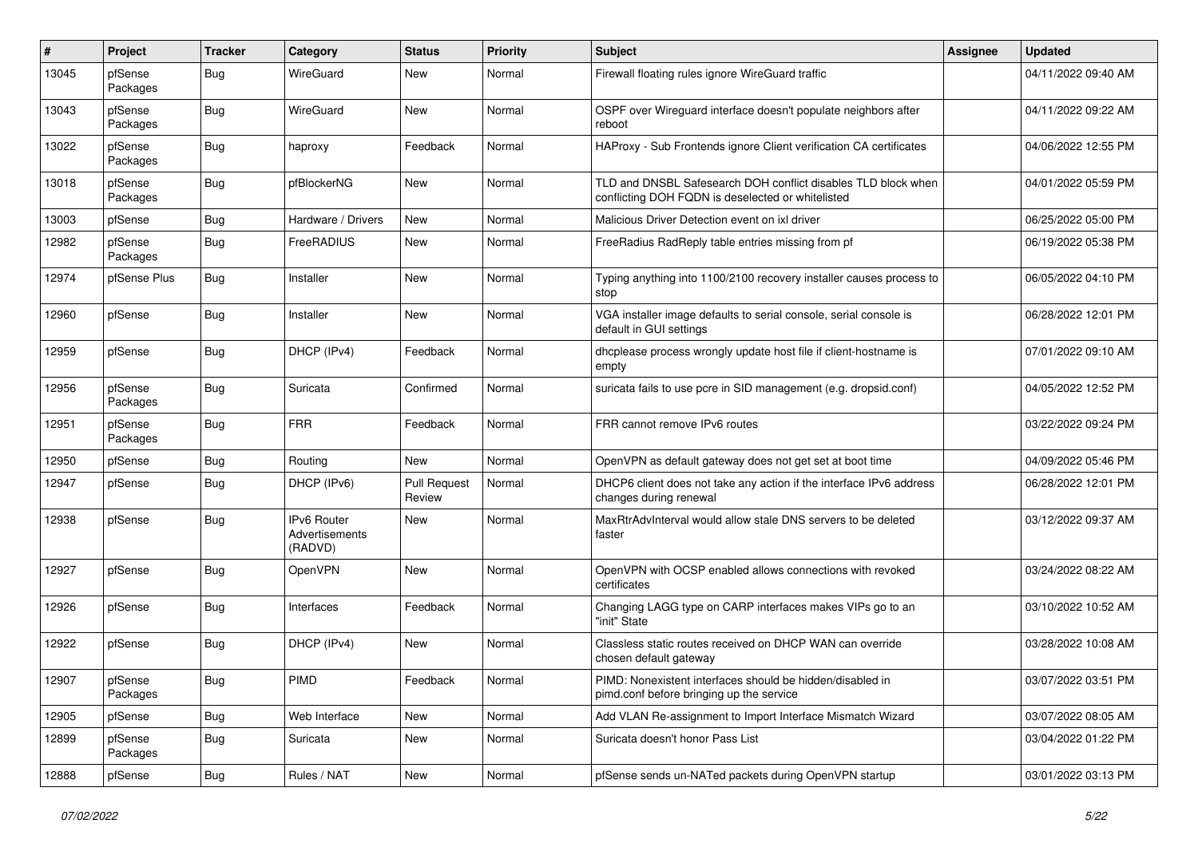| # | Project | Tracker | Category | Status | Priority | Subject | Assignee | Updated |
|---|---|---|---|---|---|---|---|---|
| 13045 | pfSense Packages | Bug | WireGuard | New | Normal | Firewall floating rules ignore WireGuard traffic | | 04/11/2022 09:40 AM |
| 13043 | pfSense Packages | Bug | WireGuard | New | Normal | OSPF over Wireguard interface doesn't populate neighbors after reboot | | 04/11/2022 09:22 AM |
| 13022 | pfSense Packages | Bug | haproxy | Feedback | Normal | HAProxy - Sub Frontends ignore Client verification CA certificates | | 04/06/2022 12:55 PM |
| 13018 | pfSense Packages | Bug | pfBlockerNG | New | Normal | TLD and DNSBL Safesearch DOH conflict disables TLD block when conflicting DOH FQDN is deselected or whitelisted | | 04/01/2022 05:59 PM |
| 13003 | pfSense | Bug | Hardware / Drivers | New | Normal | Malicious Driver Detection event on ixl driver | | 06/25/2022 05:00 PM |
| 12982 | pfSense Packages | Bug | FreeRADIUS | New | Normal | FreeRadius RadReply table entries missing from pf | | 06/19/2022 05:38 PM |
| 12974 | pfSense Plus | Bug | Installer | New | Normal | Typing anything into 1100/2100 recovery installer causes process to stop | | 06/05/2022 04:10 PM |
| 12960 | pfSense | Bug | Installer | New | Normal | VGA installer image defaults to serial console, serial console is default in GUI settings | | 06/28/2022 12:01 PM |
| 12959 | pfSense | Bug | DHCP (IPv4) | Feedback | Normal | dhcplease process wrongly update host file if client-hostname is empty | | 07/01/2022 09:10 AM |
| 12956 | pfSense Packages | Bug | Suricata | Confirmed | Normal | suricata fails to use pcre in SID management (e.g. dropsid.conf) | | 04/05/2022 12:52 PM |
| 12951 | pfSense Packages | Bug | FRR | Feedback | Normal | FRR cannot remove IPv6 routes | | 03/22/2022 09:24 PM |
| 12950 | pfSense | Bug | Routing | New | Normal | OpenVPN as default gateway does not get set at boot time | | 04/09/2022 05:46 PM |
| 12947 | pfSense | Bug | DHCP (IPv6) | Pull Request Review | Normal | DHCP6 client does not take any action if the interface IPv6 address changes during renewal | | 06/28/2022 12:01 PM |
| 12938 | pfSense | Bug | IPv6 Router Advertisements (RADVD) | New | Normal | MaxRtrAdvInterval would allow stale DNS servers to be deleted faster | | 03/12/2022 09:37 AM |
| 12927 | pfSense | Bug | OpenVPN | New | Normal | OpenVPN with OCSP enabled allows connections with revoked certificates | | 03/24/2022 08:22 AM |
| 12926 | pfSense | Bug | Interfaces | Feedback | Normal | Changing LAGG type on CARP interfaces makes VIPs go to an "init" State | | 03/10/2022 10:52 AM |
| 12922 | pfSense | Bug | DHCP (IPv4) | New | Normal | Classless static routes received on DHCP WAN can override chosen default gateway | | 03/28/2022 10:08 AM |
| 12907 | pfSense Packages | Bug | PIMD | Feedback | Normal | PIMD: Nonexistent interfaces should be hidden/disabled in pimd.conf before bringing up the service | | 03/07/2022 03:51 PM |
| 12905 | pfSense | Bug | Web Interface | New | Normal | Add VLAN Re-assignment to Import Interface Mismatch Wizard | | 03/07/2022 08:05 AM |
| 12899 | pfSense Packages | Bug | Suricata | New | Normal | Suricata doesn't honor Pass List | | 03/04/2022 01:22 PM |
| 12888 | pfSense | Bug | Rules / NAT | New | Normal | pfSense sends un-NATed packets during OpenVPN startup | | 03/01/2022 03:13 PM |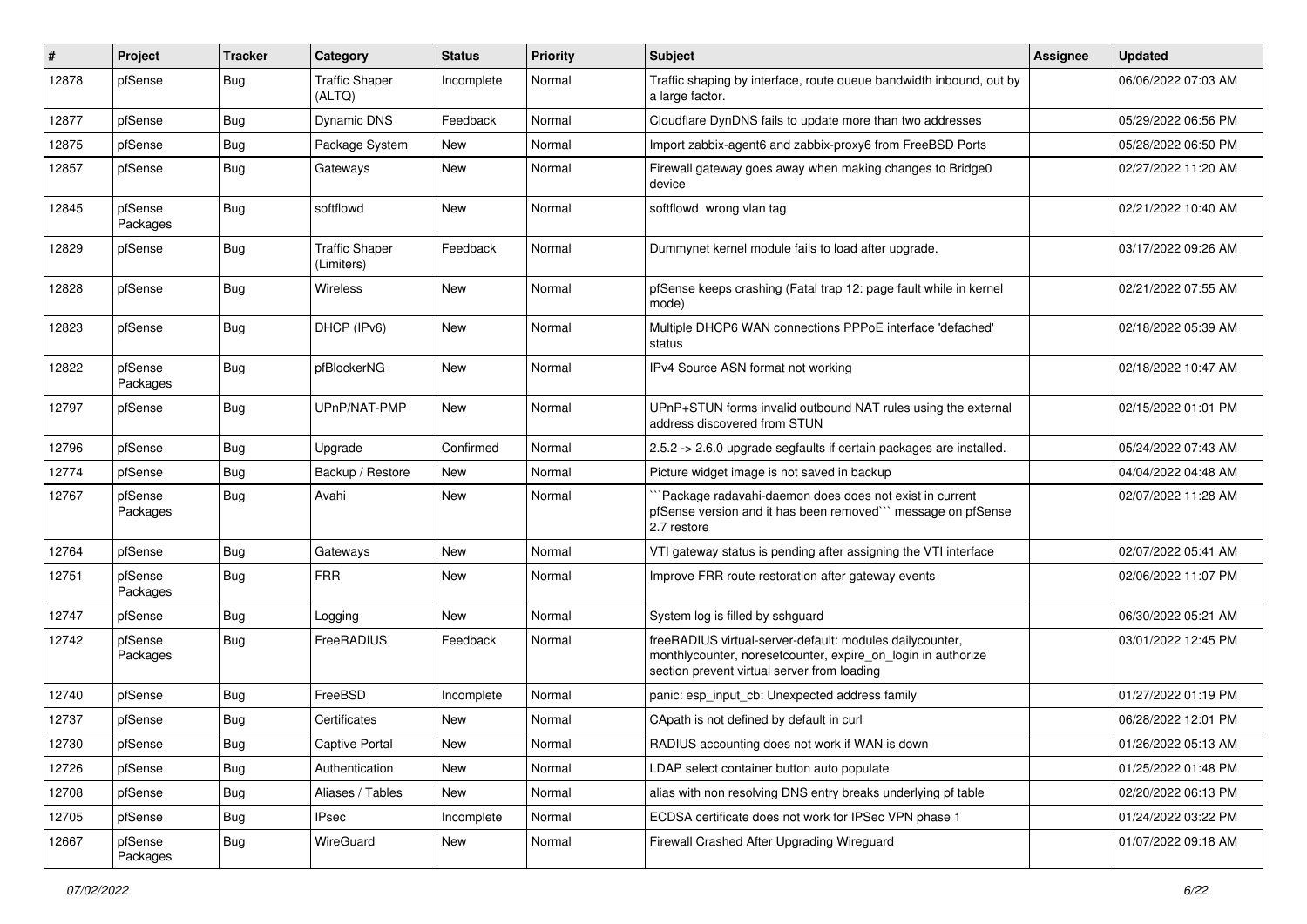| # | Project | Tracker | Category | Status | Priority | Subject | Assignee | Updated |
|---|---|---|---|---|---|---|---|---|
| 12878 | pfSense | Bug | Traffic Shaper (ALTQ) | Incomplete | Normal | Traffic shaping by interface, route queue bandwidth inbound, out by a large factor. | | 06/06/2022 07:03 AM |
| 12877 | pfSense | Bug | Dynamic DNS | Feedback | Normal | Cloudflare DynDNS fails to update more than two addresses | | 05/29/2022 06:56 PM |
| 12875 | pfSense | Bug | Package System | New | Normal | Import zabbix-agent6 and zabbix-proxy6 from FreeBSD Ports | | 05/28/2022 06:50 PM |
| 12857 | pfSense | Bug | Gateways | New | Normal | Firewall gateway goes away when making changes to Bridge0 device | | 02/27/2022 11:20 AM |
| 12845 | pfSense Packages | Bug | softflowd | New | Normal | softflowd wrong vlan tag | | 02/21/2022 10:40 AM |
| 12829 | pfSense | Bug | Traffic Shaper (Limiters) | Feedback | Normal | Dummynet kernel module fails to load after upgrade. | | 03/17/2022 09:26 AM |
| 12828 | pfSense | Bug | Wireless | New | Normal | pfSense keeps crashing (Fatal trap 12: page fault while in kernel mode) | | 02/21/2022 07:55 AM |
| 12823 | pfSense | Bug | DHCP (IPv6) | New | Normal | Multiple DHCP6 WAN connections PPPoE interface 'defached' status | | 02/18/2022 05:39 AM |
| 12822 | pfSense Packages | Bug | pfBlockerNG | New | Normal | IPv4 Source ASN format not working | | 02/18/2022 10:47 AM |
| 12797 | pfSense | Bug | UPnP/NAT-PMP | New | Normal | UPnP+STUN forms invalid outbound NAT rules using the external address discovered from STUN | | 02/15/2022 01:01 PM |
| 12796 | pfSense | Bug | Upgrade | Confirmed | Normal | 2.5.2 -> 2.6.0 upgrade segfaults if certain packages are installed. | | 05/24/2022 07:43 AM |
| 12774 | pfSense | Bug | Backup / Restore | New | Normal | Picture widget image is not saved in backup | | 04/04/2022 04:48 AM |
| 12767 | pfSense Packages | Bug | Avahi | New | Normal | ```Package radavahi-daemon does does not exist in current pfSense version and it has been removed``` message on pfSense 2.7 restore | | 02/07/2022 11:28 AM |
| 12764 | pfSense | Bug | Gateways | New | Normal | VTI gateway status is pending after assigning the VTI interface | | 02/07/2022 05:41 AM |
| 12751 | pfSense Packages | Bug | FRR | New | Normal | Improve FRR route restoration after gateway events | | 02/06/2022 11:07 PM |
| 12747 | pfSense | Bug | Logging | New | Normal | System log is filled by sshguard | | 06/30/2022 05:21 AM |
| 12742 | pfSense Packages | Bug | FreeRADIUS | Feedback | Normal | freeRADIUS virtual-server-default: modules dailycounter, monthlycounter, noresetcounter, expire_on_login in authorize section prevent virtual server from loading | | 03/01/2022 12:45 PM |
| 12740 | pfSense | Bug | FreeBSD | Incomplete | Normal | panic: esp_input_cb: Unexpected address family | | 01/27/2022 01:19 PM |
| 12737 | pfSense | Bug | Certificates | New | Normal | CApath is not defined by default in curl | | 06/28/2022 12:01 PM |
| 12730 | pfSense | Bug | Captive Portal | New | Normal | RADIUS accounting does not work if WAN is down | | 01/26/2022 05:13 AM |
| 12726 | pfSense | Bug | Authentication | New | Normal | LDAP select container button auto populate | | 01/25/2022 01:48 PM |
| 12708 | pfSense | Bug | Aliases / Tables | New | Normal | alias with non resolving DNS entry breaks underlying pf table | | 02/20/2022 06:13 PM |
| 12705 | pfSense | Bug | IPsec | Incomplete | Normal | ECDSA certificate does not work for IPSec VPN phase 1 | | 01/24/2022 03:22 PM |
| 12667 | pfSense Packages | Bug | WireGuard | New | Normal | Firewall Crashed After Upgrading Wireguard | | 01/07/2022 09:18 AM |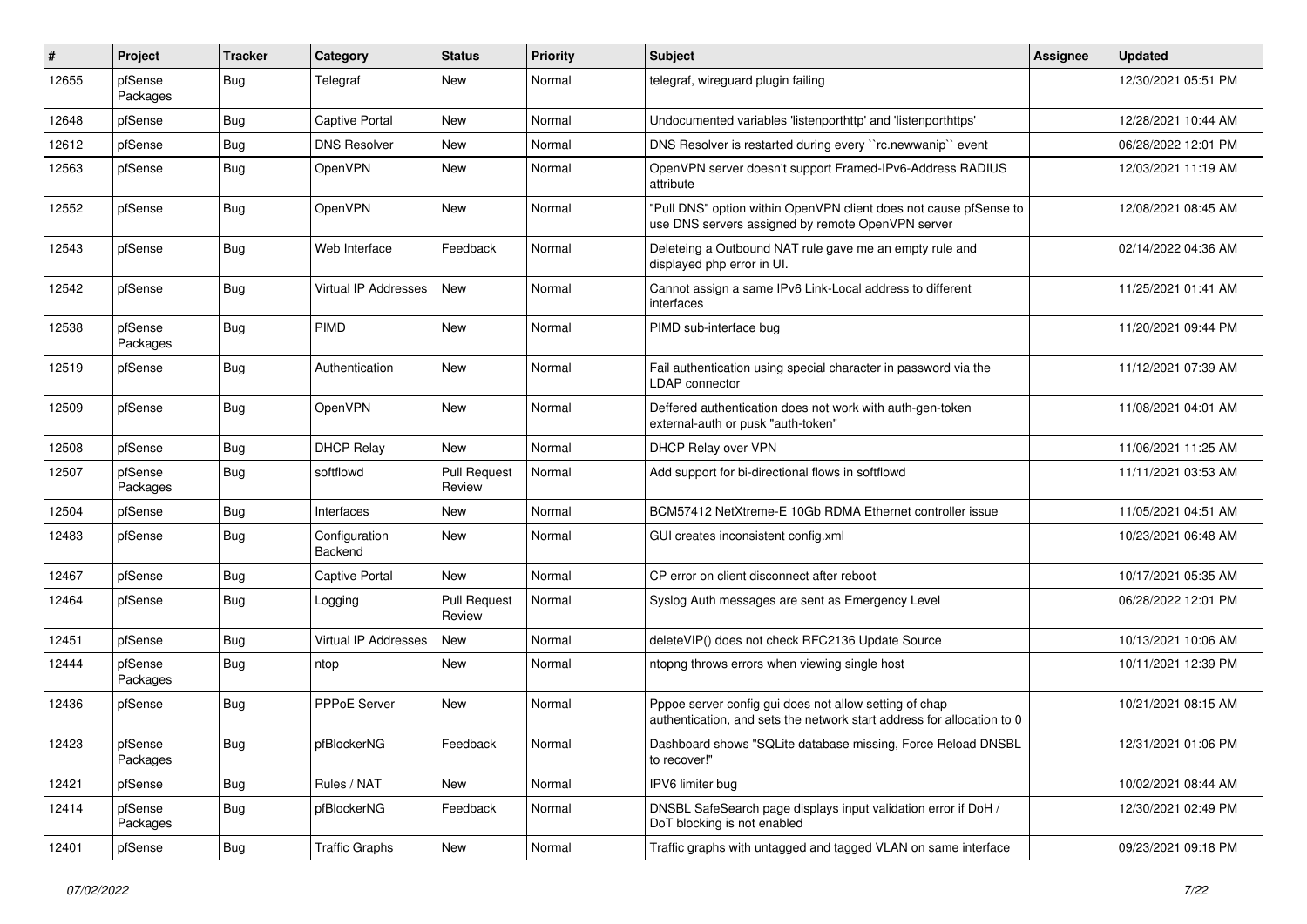| # | Project | Tracker | Category | Status | Priority | Subject | Assignee | Updated |
| --- | --- | --- | --- | --- | --- | --- | --- | --- |
| 12655 | pfSense Packages | Bug | Telegraf | New | Normal | telegraf, wireguard plugin failing | | 12/30/2021 05:51 PM |
| 12648 | pfSense | Bug | Captive Portal | New | Normal | Undocumented variables 'listenporthttp' and 'listenporthttps' | | 12/28/2021 10:44 AM |
| 12612 | pfSense | Bug | DNS Resolver | New | Normal | DNS Resolver is restarted during every ``rc.newwanip`` event | | 06/28/2022 12:01 PM |
| 12563 | pfSense | Bug | OpenVPN | New | Normal | OpenVPN server doesn't support Framed-IPv6-Address RADIUS attribute | | 12/03/2021 11:19 AM |
| 12552 | pfSense | Bug | OpenVPN | New | Normal | "Pull DNS" option within OpenVPN client does not cause pfSense to use DNS servers assigned by remote OpenVPN server | | 12/08/2021 08:45 AM |
| 12543 | pfSense | Bug | Web Interface | Feedback | Normal | Deleteing a Outbound NAT rule gave me an empty rule and displayed php error in UI. | | 02/14/2022 04:36 AM |
| 12542 | pfSense | Bug | Virtual IP Addresses | New | Normal | Cannot assign a same IPv6 Link-Local address to different interfaces | | 11/25/2021 01:41 AM |
| 12538 | pfSense Packages | Bug | PIMD | New | Normal | PIMD sub-interface bug | | 11/20/2021 09:44 PM |
| 12519 | pfSense | Bug | Authentication | New | Normal | Fail authentication using special character in password via the LDAP connector | | 11/12/2021 07:39 AM |
| 12509 | pfSense | Bug | OpenVPN | New | Normal | Deffered authentication does not work with auth-gen-token external-auth or pusk "auth-token" | | 11/08/2021 04:01 AM |
| 12508 | pfSense | Bug | DHCP Relay | New | Normal | DHCP Relay over VPN | | 11/06/2021 11:25 AM |
| 12507 | pfSense Packages | Bug | softflowd | Pull Request Review | Normal | Add support for bi-directional flows in softflowd | | 11/11/2021 03:53 AM |
| 12504 | pfSense | Bug | Interfaces | New | Normal | BCM57412 NetXtreme-E 10Gb RDMA Ethernet controller issue | | 11/05/2021 04:51 AM |
| 12483 | pfSense | Bug | Configuration Backend | New | Normal | GUI creates inconsistent config.xml | | 10/23/2021 06:48 AM |
| 12467 | pfSense | Bug | Captive Portal | New | Normal | CP error on client disconnect after reboot | | 10/17/2021 05:35 AM |
| 12464 | pfSense | Bug | Logging | Pull Request Review | Normal | Syslog Auth messages are sent as Emergency Level | | 06/28/2022 12:01 PM |
| 12451 | pfSense | Bug | Virtual IP Addresses | New | Normal | deleteVIP() does not check RFC2136 Update Source | | 10/13/2021 10:06 AM |
| 12444 | pfSense Packages | Bug | ntop | New | Normal | ntopng throws errors when viewing single host | | 10/11/2021 12:39 PM |
| 12436 | pfSense | Bug | PPPoE Server | New | Normal | Pppoe server config gui does not allow setting of chap authentication, and sets the network start address for allocation to 0 | | 10/21/2021 08:15 AM |
| 12423 | pfSense Packages | Bug | pfBlockerNG | Feedback | Normal | Dashboard shows "SQLite database missing, Force Reload DNSBL to recover!" | | 12/31/2021 01:06 PM |
| 12421 | pfSense | Bug | Rules / NAT | New | Normal | IPV6 limiter bug | | 10/02/2021 08:44 AM |
| 12414 | pfSense Packages | Bug | pfBlockerNG | Feedback | Normal | DNSBL SafeSearch page displays input validation error if DoH / DoT blocking is not enabled | | 12/30/2021 02:49 PM |
| 12401 | pfSense | Bug | Traffic Graphs | New | Normal | Traffic graphs with untagged and tagged VLAN on same interface | | 09/23/2021 09:18 PM |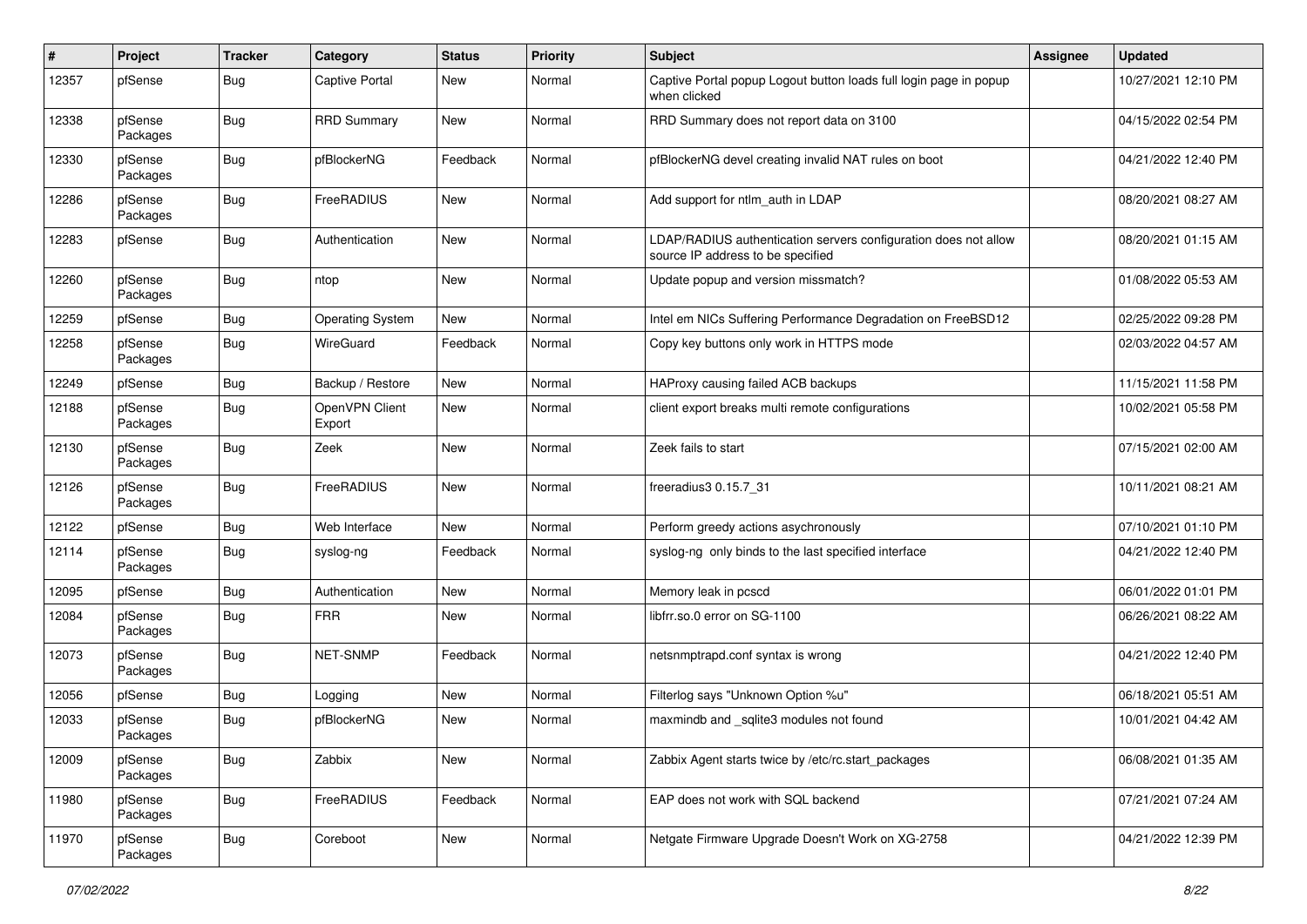| # | Project | Tracker | Category | Status | Priority | Subject | Assignee | Updated |
|---|---|---|---|---|---|---|---|---|
| 12357 | pfSense | Bug | Captive Portal | New | Normal | Captive Portal popup Logout button loads full login page in popup when clicked | | 10/27/2021 12:10 PM |
| 12338 | pfSense Packages | Bug | RRD Summary | New | Normal | RRD Summary does not report data on 3100 | | 04/15/2022 02:54 PM |
| 12330 | pfSense Packages | Bug | pfBlockerNG | Feedback | Normal | pfBlockerNG devel creating invalid NAT rules on boot | | 04/21/2022 12:40 PM |
| 12286 | pfSense Packages | Bug | FreeRADIUS | New | Normal | Add support for ntlm_auth in LDAP | | 08/20/2021 08:27 AM |
| 12283 | pfSense | Bug | Authentication | New | Normal | LDAP/RADIUS authentication servers configuration does not allow source IP address to be specified | | 08/20/2021 01:15 AM |
| 12260 | pfSense Packages | Bug | ntop | New | Normal | Update popup and version missmatch? | | 01/08/2022 05:53 AM |
| 12259 | pfSense | Bug | Operating System | New | Normal | Intel em NICs Suffering Performance Degradation on FreeBSD12 | | 02/25/2022 09:28 PM |
| 12258 | pfSense Packages | Bug | WireGuard | Feedback | Normal | Copy key buttons only work in HTTPS mode | | 02/03/2022 04:57 AM |
| 12249 | pfSense | Bug | Backup / Restore | New | Normal | HAProxy causing failed ACB backups | | 11/15/2021 11:58 PM |
| 12188 | pfSense Packages | Bug | OpenVPN Client Export | New | Normal | client export breaks multi remote configurations | | 10/02/2021 05:58 PM |
| 12130 | pfSense Packages | Bug | Zeek | New | Normal | Zeek fails to start | | 07/15/2021 02:00 AM |
| 12126 | pfSense Packages | Bug | FreeRADIUS | New | Normal | freeradius3 0.15.7_31 | | 10/11/2021 08:21 AM |
| 12122 | pfSense | Bug | Web Interface | New | Normal | Perform greedy actions asychronously | | 07/10/2021 01:10 PM |
| 12114 | pfSense Packages | Bug | syslog-ng | Feedback | Normal | syslog-ng only binds to the last specified interface | | 04/21/2022 12:40 PM |
| 12095 | pfSense | Bug | Authentication | New | Normal | Memory leak in pcscd | | 06/01/2022 01:01 PM |
| 12084 | pfSense Packages | Bug | FRR | New | Normal | libfrr.so.0 error on SG-1100 | | 06/26/2021 08:22 AM |
| 12073 | pfSense Packages | Bug | NET-SNMP | Feedback | Normal | netsnmptrapd.conf syntax is wrong | | 04/21/2022 12:40 PM |
| 12056 | pfSense | Bug | Logging | New | Normal | Filterlog says "Unknown Option %u" | | 06/18/2021 05:51 AM |
| 12033 | pfSense Packages | Bug | pfBlockerNG | New | Normal | maxmindb and _sqlite3 modules not found | | 10/01/2021 04:42 AM |
| 12009 | pfSense Packages | Bug | Zabbix | New | Normal | Zabbix Agent starts twice by /etc/rc.start_packages | | 06/08/2021 01:35 AM |
| 11980 | pfSense Packages | Bug | FreeRADIUS | Feedback | Normal | EAP does not work with SQL backend | | 07/21/2021 07:24 AM |
| 11970 | pfSense Packages | Bug | Coreboot | New | Normal | Netgate Firmware Upgrade Doesn't Work on XG-2758 | | 04/21/2022 12:39 PM |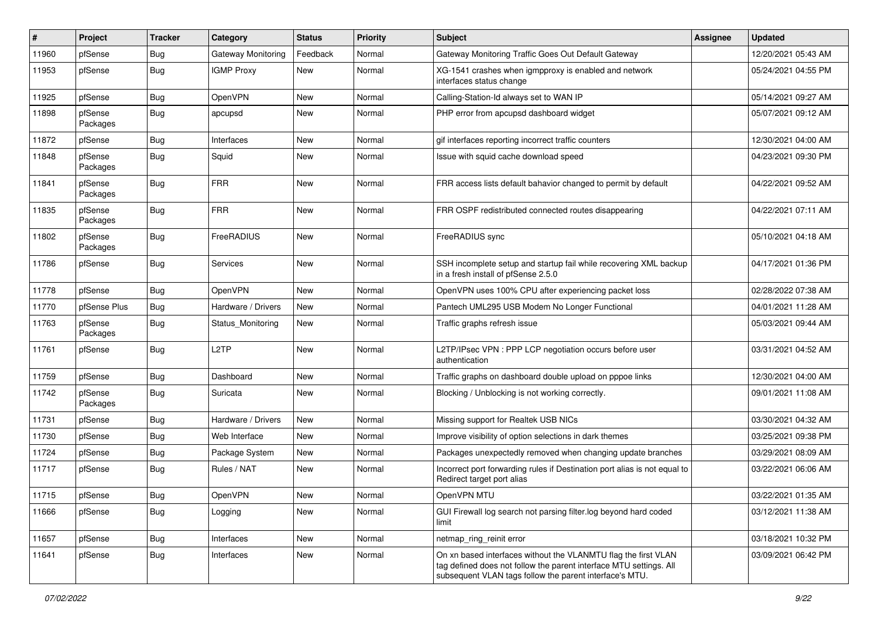| # | Project | Tracker | Category | Status | Priority | Subject | Assignee | Updated |
|---|---|---|---|---|---|---|---|---|
| 11960 | pfSense | Bug | Gateway Monitoring | Feedback | Normal | Gateway Monitoring Traffic Goes Out Default Gateway | | 12/20/2021 05:43 AM |
| 11953 | pfSense | Bug | IGMP Proxy | New | Normal | XG-1541 crashes when igmpproxy is enabled and network interfaces status change | | 05/24/2021 04:55 PM |
| 11925 | pfSense | Bug | OpenVPN | New | Normal | Calling-Station-Id always set to WAN IP | | 05/14/2021 09:27 AM |
| 11898 | pfSense Packages | Bug | apcupsd | New | Normal | PHP error from apcupsd dashboard widget | | 05/07/2021 09:12 AM |
| 11872 | pfSense | Bug | Interfaces | New | Normal | gif interfaces reporting incorrect traffic counters | | 12/30/2021 04:00 AM |
| 11848 | pfSense Packages | Bug | Squid | New | Normal | Issue with squid cache download speed | | 04/23/2021 09:30 PM |
| 11841 | pfSense Packages | Bug | FRR | New | Normal | FRR access lists default bahavior changed to permit by default | | 04/22/2021 09:52 AM |
| 11835 | pfSense Packages | Bug | FRR | New | Normal | FRR OSPF redistributed connected routes disappearing | | 04/22/2021 07:11 AM |
| 11802 | pfSense Packages | Bug | FreeRADIUS | New | Normal | FreeRADIUS sync | | 05/10/2021 04:18 AM |
| 11786 | pfSense | Bug | Services | New | Normal | SSH incomplete setup and startup fail while recovering XML backup in a fresh install of pfSense 2.5.0 | | 04/17/2021 01:36 PM |
| 11778 | pfSense | Bug | OpenVPN | New | Normal | OpenVPN uses 100% CPU after experiencing packet loss | | 02/28/2022 07:38 AM |
| 11770 | pfSense Plus | Bug | Hardware / Drivers | New | Normal | Pantech UML295 USB Modem No Longer Functional | | 04/01/2021 11:28 AM |
| 11763 | pfSense Packages | Bug | Status_Monitoring | New | Normal | Traffic graphs refresh issue | | 05/03/2021 09:44 AM |
| 11761 | pfSense | Bug | L2TP | New | Normal | L2TP/IPsec VPN : PPP LCP negotiation occurs before user authentication | | 03/31/2021 04:52 AM |
| 11759 | pfSense | Bug | Dashboard | New | Normal | Traffic graphs on dashboard double upload on pppoe links | | 12/30/2021 04:00 AM |
| 11742 | pfSense Packages | Bug | Suricata | New | Normal | Blocking / Unblocking is not working correctly. | | 09/01/2021 11:08 AM |
| 11731 | pfSense | Bug | Hardware / Drivers | New | Normal | Missing support for Realtek USB NICs | | 03/30/2021 04:32 AM |
| 11730 | pfSense | Bug | Web Interface | New | Normal | Improve visibility of option selections in dark themes | | 03/25/2021 09:38 PM |
| 11724 | pfSense | Bug | Package System | New | Normal | Packages unexpectedly removed when changing update branches | | 03/29/2021 08:09 AM |
| 11717 | pfSense | Bug | Rules / NAT | New | Normal | Incorrect port forwarding rules if Destination port alias is not equal to Redirect target port alias | | 03/22/2021 06:06 AM |
| 11715 | pfSense | Bug | OpenVPN | New | Normal | OpenVPN MTU | | 03/22/2021 01:35 AM |
| 11666 | pfSense | Bug | Logging | New | Normal | GUI Firewall log search not parsing filter.log beyond hard coded limit | | 03/12/2021 11:38 AM |
| 11657 | pfSense | Bug | Interfaces | New | Normal | netmap_ring_reinit error | | 03/18/2021 10:32 PM |
| 11641 | pfSense | Bug | Interfaces | New | Normal | On xn based interfaces without the VLANMTU flag the first VLAN tag defined does not follow the parent interface MTU settings. All subsequent VLAN tags follow the parent interface's MTU. | | 03/09/2021 06:42 PM |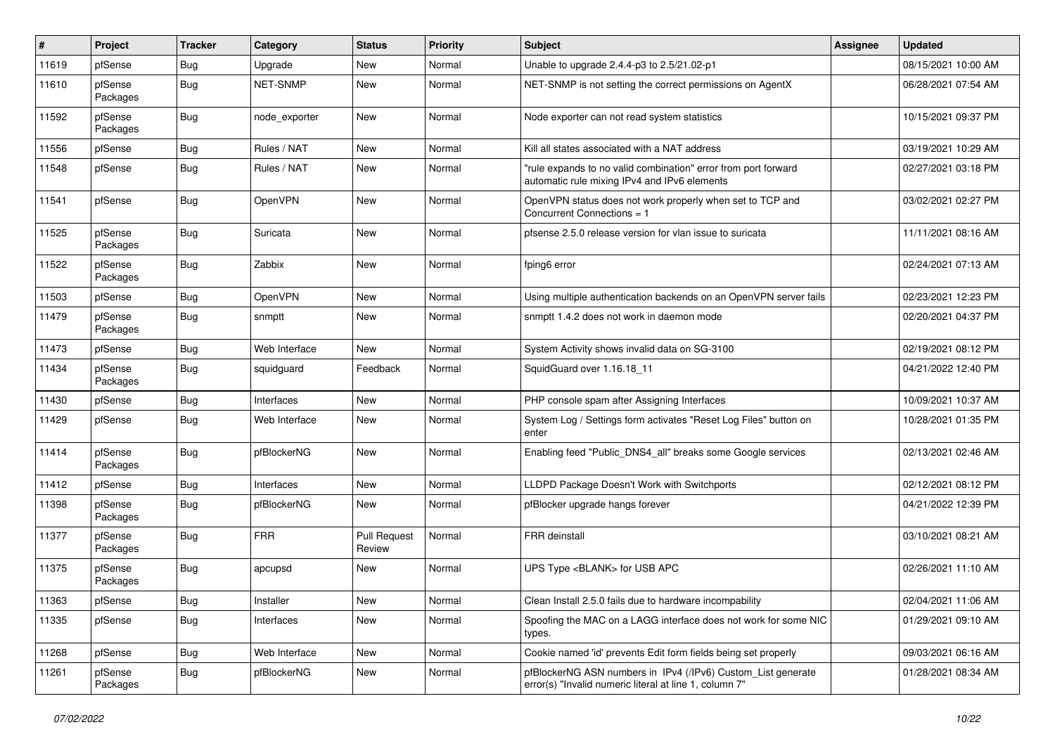| # | Project | Tracker | Category | Status | Priority | Subject | Assignee | Updated |
|---|---|---|---|---|---|---|---|---|
| 11619 | pfSense | Bug | Upgrade | New | Normal | Unable to upgrade 2.4.4-p3 to 2.5/21.02-p1 | | 08/15/2021 10:00 AM |
| 11610 | pfSense Packages | Bug | NET-SNMP | New | Normal | NET-SNMP is not setting the correct permissions on AgentX | | 06/28/2021 07:54 AM |
| 11592 | pfSense Packages | Bug | node_exporter | New | Normal | Node exporter can not read system statistics | | 10/15/2021 09:37 PM |
| 11556 | pfSense | Bug | Rules / NAT | New | Normal | Kill all states associated with a NAT address | | 03/19/2021 10:29 AM |
| 11548 | pfSense | Bug | Rules / NAT | New | Normal | "rule expands to no valid combination" error from port forward automatic rule mixing IPv4 and IPv6 elements | | 02/27/2021 03:18 PM |
| 11541 | pfSense | Bug | OpenVPN | New | Normal | OpenVPN status does not work properly when set to TCP and Concurrent Connections = 1 | | 03/02/2021 02:27 PM |
| 11525 | pfSense Packages | Bug | Suricata | New | Normal | pfsense 2.5.0 release version for vlan issue to suricata | | 11/11/2021 08:16 AM |
| 11522 | pfSense Packages | Bug | Zabbix | New | Normal | fping6 error | | 02/24/2021 07:13 AM |
| 11503 | pfSense | Bug | OpenVPN | New | Normal | Using multiple authentication backends on an OpenVPN server fails | | 02/23/2021 12:23 PM |
| 11479 | pfSense Packages | Bug | snmptt | New | Normal | snmptt 1.4.2 does not work in daemon mode | | 02/20/2021 04:37 PM |
| 11473 | pfSense | Bug | Web Interface | New | Normal | System Activity shows invalid data on SG-3100 | | 02/19/2021 08:12 PM |
| 11434 | pfSense Packages | Bug | squidguard | Feedback | Normal | SquidGuard over 1.16.18_11 | | 04/21/2022 12:40 PM |
| 11430 | pfSense | Bug | Interfaces | New | Normal | PHP console spam after Assigning Interfaces | | 10/09/2021 10:37 AM |
| 11429 | pfSense | Bug | Web Interface | New | Normal | System Log / Settings form activates "Reset Log Files" button on enter | | 10/28/2021 01:35 PM |
| 11414 | pfSense Packages | Bug | pfBlockerNG | New | Normal | Enabling feed "Public_DNS4_all" breaks some Google services | | 02/13/2021 02:46 AM |
| 11412 | pfSense | Bug | Interfaces | New | Normal | LLDPD Package Doesn't Work with Switchports | | 02/12/2021 08:12 PM |
| 11398 | pfSense Packages | Bug | pfBlockerNG | New | Normal | pfBlocker upgrade hangs forever | | 04/21/2022 12:39 PM |
| 11377 | pfSense Packages | Bug | FRR | Pull Request Review | Normal | FRR deinstall | | 03/10/2021 08:21 AM |
| 11375 | pfSense Packages | Bug | apcupsd | New | Normal | UPS Type <BLANK> for USB APC | | 02/26/2021 11:10 AM |
| 11363 | pfSense | Bug | Installer | New | Normal | Clean Install 2.5.0 fails due to hardware incompability | | 02/04/2021 11:06 AM |
| 11335 | pfSense | Bug | Interfaces | New | Normal | Spoofing the MAC on a LAGG interface does not work for some NIC types. | | 01/29/2021 09:10 AM |
| 11268 | pfSense | Bug | Web Interface | New | Normal | Cookie named 'id' prevents Edit form fields being set properly | | 09/03/2021 06:16 AM |
| 11261 | pfSense Packages | Bug | pfBlockerNG | New | Normal | pfBlockerNG ASN numbers in IPv4 (/IPv6) Custom_List generate error(s) "Invalid numeric literal at line 1, column 7" | | 01/28/2021 08:34 AM |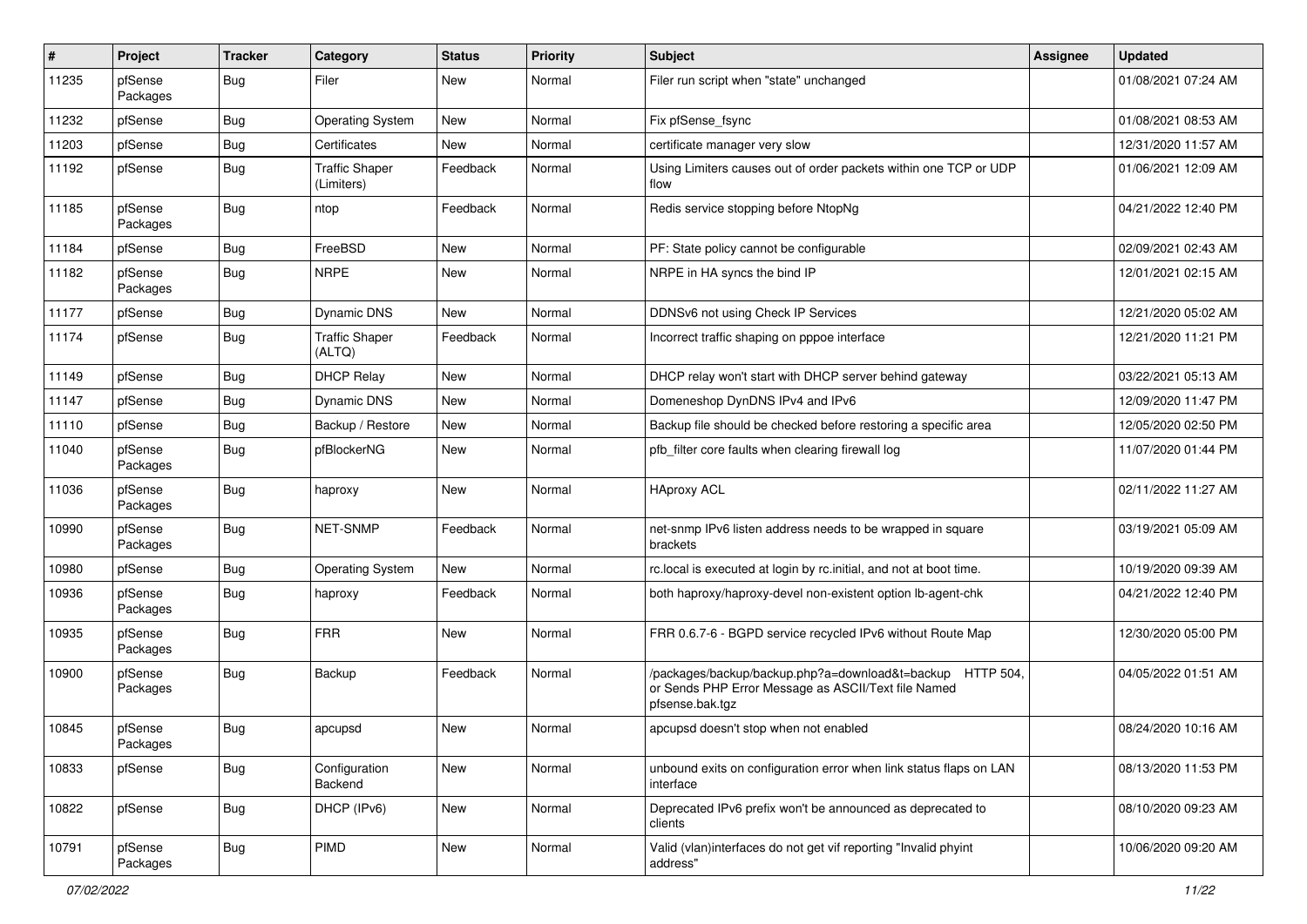| # | Project | Tracker | Category | Status | Priority | Subject | Assignee | Updated |
|---|---|---|---|---|---|---|---|---|
| 11235 | pfSense Packages | Bug | Filer | New | Normal | Filer run script when "state" unchanged | | 01/08/2021 07:24 AM |
| 11232 | pfSense | Bug | Operating System | New | Normal | Fix pfSense_fsync | | 01/08/2021 08:53 AM |
| 11203 | pfSense | Bug | Certificates | New | Normal | certificate manager very slow | | 12/31/2020 11:57 AM |
| 11192 | pfSense | Bug | Traffic Shaper (Limiters) | Feedback | Normal | Using Limiters causes out of order packets within one TCP or UDP flow | | 01/06/2021 12:09 AM |
| 11185 | pfSense Packages | Bug | ntop | Feedback | Normal | Redis service stopping before NtopNg | | 04/21/2022 12:40 PM |
| 11184 | pfSense | Bug | FreeBSD | New | Normal | PF: State policy cannot be configurable | | 02/09/2021 02:43 AM |
| 11182 | pfSense Packages | Bug | NRPE | New | Normal | NRPE in HA syncs the bind IP | | 12/01/2021 02:15 AM |
| 11177 | pfSense | Bug | Dynamic DNS | New | Normal | DDNSv6 not using Check IP Services | | 12/21/2020 05:02 AM |
| 11174 | pfSense | Bug | Traffic Shaper (ALTQ) | Feedback | Normal | Incorrect traffic shaping on pppoe interface | | 12/21/2020 11:21 PM |
| 11149 | pfSense | Bug | DHCP Relay | New | Normal | DHCP relay won't start with DHCP server behind gateway | | 03/22/2021 05:13 AM |
| 11147 | pfSense | Bug | Dynamic DNS | New | Normal | Domeneshop DynDNS IPv4 and IPv6 | | 12/09/2020 11:47 PM |
| 11110 | pfSense | Bug | Backup / Restore | New | Normal | Backup file should be checked before restoring a specific area | | 12/05/2020 02:50 PM |
| 11040 | pfSense Packages | Bug | pfBlockerNG | New | Normal | pfb_filter core faults when clearing firewall log | | 11/07/2020 01:44 PM |
| 11036 | pfSense Packages | Bug | haproxy | New | Normal | HAproxy ACL | | 02/11/2022 11:27 AM |
| 10990 | pfSense Packages | Bug | NET-SNMP | Feedback | Normal | net-snmp IPv6 listen address needs to be wrapped in square brackets | | 03/19/2021 05:09 AM |
| 10980 | pfSense | Bug | Operating System | New | Normal | rc.local is executed at login by rc.initial, and not at boot time. | | 10/19/2020 09:39 AM |
| 10936 | pfSense Packages | Bug | haproxy | Feedback | Normal | both haproxy/haproxy-devel non-existent option lb-agent-chk | | 04/21/2022 12:40 PM |
| 10935 | pfSense Packages | Bug | FRR | New | Normal | FRR 0.6.7-6 - BGPD service recycled IPv6 without Route Map | | 12/30/2020 05:00 PM |
| 10900 | pfSense Packages | Bug | Backup | Feedback | Normal | /packages/backup/backup.php?a=download&t=backup HTTP 504, or Sends PHP Error Message as ASCII/Text file Named pfsense.bak.tgz | | 04/05/2022 01:51 AM |
| 10845 | pfSense Packages | Bug | apcupsd | New | Normal | apcupsd doesn't stop when not enabled | | 08/24/2020 10:16 AM |
| 10833 | pfSense | Bug | Configuration Backend | New | Normal | unbound exits on configuration error when link status flaps on LAN interface | | 08/13/2020 11:53 PM |
| 10822 | pfSense | Bug | DHCP (IPv6) | New | Normal | Deprecated IPv6 prefix won't be announced as deprecated to clients | | 08/10/2020 09:23 AM |
| 10791 | pfSense Packages | Bug | PIMD | New | Normal | Valid (vlan)interfaces do not get vif reporting "Invalid phyint address" | | 10/06/2020 09:20 AM |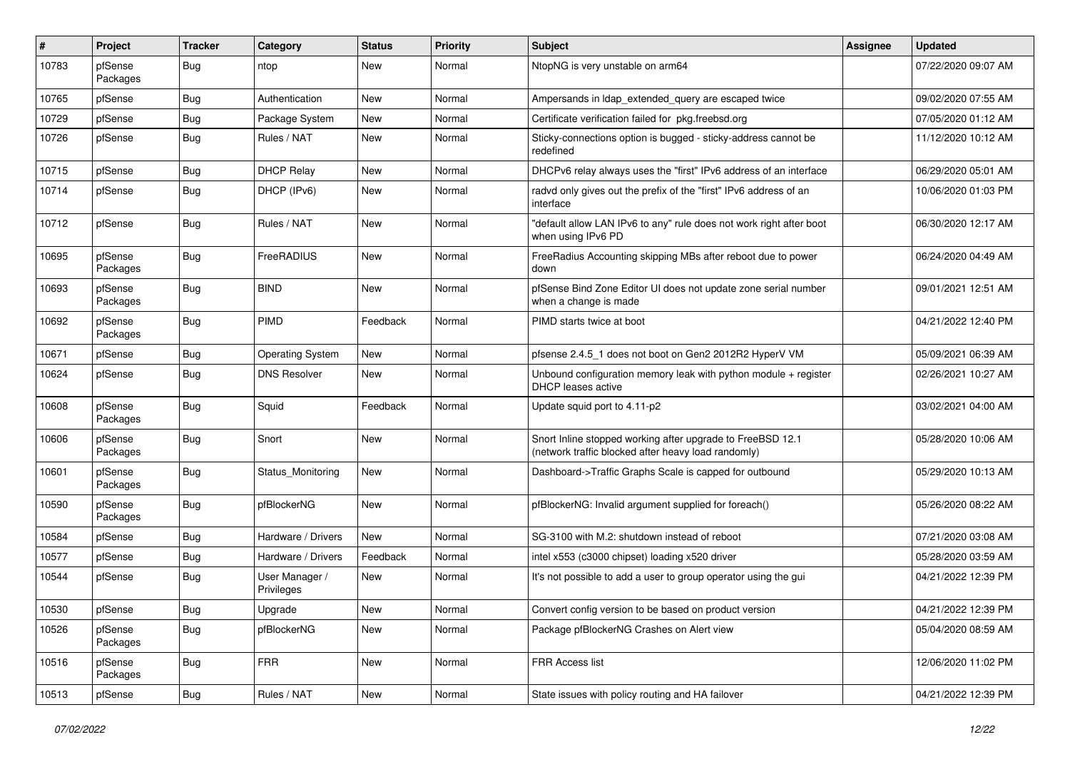| # | Project | Tracker | Category | Status | Priority | Subject | Assignee | Updated |
|---|---|---|---|---|---|---|---|---|
| 10783 | pfSense Packages | Bug | ntop | New | Normal | NtopNG is very unstable on arm64 | | 07/22/2020 09:07 AM |
| 10765 | pfSense | Bug | Authentication | New | Normal | Ampersands in ldap_extended_query are escaped twice | | 09/02/2020 07:55 AM |
| 10729 | pfSense | Bug | Package System | New | Normal | Certificate verification failed for pkg.freebsd.org | | 07/05/2020 01:12 AM |
| 10726 | pfSense | Bug | Rules / NAT | New | Normal | Sticky-connections option is bugged - sticky-address cannot be redefined | | 11/12/2020 10:12 AM |
| 10715 | pfSense | Bug | DHCP Relay | New | Normal | DHCPv6 relay always uses the "first" IPv6 address of an interface | | 06/29/2020 05:01 AM |
| 10714 | pfSense | Bug | DHCP (IPv6) | New | Normal | radvd only gives out the prefix of the "first" IPv6 address of an interface | | 10/06/2020 01:03 PM |
| 10712 | pfSense | Bug | Rules / NAT | New | Normal | "default allow LAN IPv6 to any" rule does not work right after boot when using IPv6 PD | | 06/30/2020 12:17 AM |
| 10695 | pfSense Packages | Bug | FreeRADIUS | New | Normal | FreeRadius Accounting skipping MBs after reboot due to power down | | 06/24/2020 04:49 AM |
| 10693 | pfSense Packages | Bug | BIND | New | Normal | pfSense Bind Zone Editor UI does not update zone serial number when a change is made | | 09/01/2021 12:51 AM |
| 10692 | pfSense Packages | Bug | PIMD | Feedback | Normal | PIMD starts twice at boot | | 04/21/2022 12:40 PM |
| 10671 | pfSense | Bug | Operating System | New | Normal | pfsense 2.4.5_1 does not boot on Gen2 2012R2 HyperV VM | | 05/09/2021 06:39 AM |
| 10624 | pfSense | Bug | DNS Resolver | New | Normal | Unbound configuration memory leak with python module + register DHCP leases active | | 02/26/2021 10:27 AM |
| 10608 | pfSense Packages | Bug | Squid | Feedback | Normal | Update squid port to 4.11-p2 | | 03/02/2021 04:00 AM |
| 10606 | pfSense Packages | Bug | Snort | New | Normal | Snort Inline stopped working after upgrade to FreeBSD 12.1 (network traffic blocked after heavy load randomly) | | 05/28/2020 10:06 AM |
| 10601 | pfSense Packages | Bug | Status_Monitoring | New | Normal | Dashboard->Traffic Graphs Scale is capped for outbound | | 05/29/2020 10:13 AM |
| 10590 | pfSense Packages | Bug | pfBlockerNG | New | Normal | pfBlockerNG: Invalid argument supplied for foreach() | | 05/26/2020 08:22 AM |
| 10584 | pfSense | Bug | Hardware / Drivers | New | Normal | SG-3100 with M.2: shutdown instead of reboot | | 07/21/2020 03:08 AM |
| 10577 | pfSense | Bug | Hardware / Drivers | Feedback | Normal | intel x553 (c3000 chipset) loading x520 driver | | 05/28/2020 03:59 AM |
| 10544 | pfSense | Bug | User Manager / Privileges | New | Normal | It's not possible to add a user to group operator using the gui | | 04/21/2022 12:39 PM |
| 10530 | pfSense | Bug | Upgrade | New | Normal | Convert config version to be based on product version | | 04/21/2022 12:39 PM |
| 10526 | pfSense Packages | Bug | pfBlockerNG | New | Normal | Package pfBlockerNG Crashes on Alert view | | 05/04/2020 08:59 AM |
| 10516 | pfSense Packages | Bug | FRR | New | Normal | FRR Access list | | 12/06/2020 11:02 PM |
| 10513 | pfSense | Bug | Rules / NAT | New | Normal | State issues with policy routing and HA failover | | 04/21/2022 12:39 PM |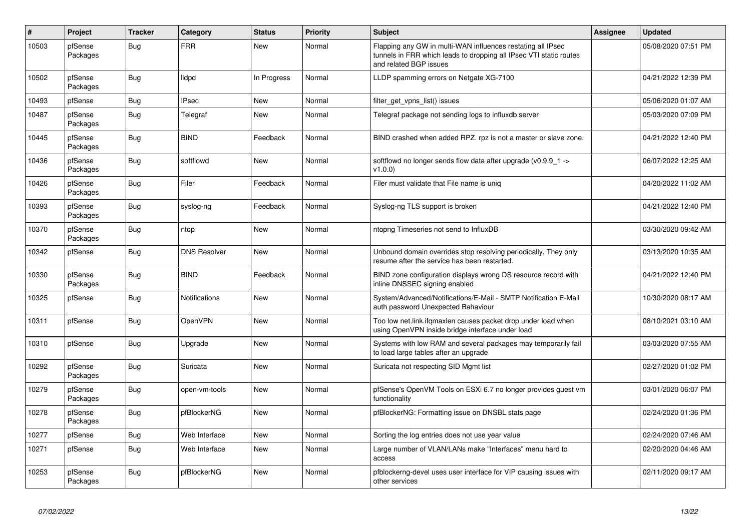| # | Project | Tracker | Category | Status | Priority | Subject | Assignee | Updated |
|---|---|---|---|---|---|---|---|---|
| 10503 | pfSense Packages | Bug | FRR | New | Normal | Flapping any GW in multi-WAN influences restating all IPsec tunnels in FRR which leads to dropping all IPsec VTI static routes and related BGP issues | | 05/08/2020 07:51 PM |
| 10502 | pfSense Packages | Bug | lldpd | In Progress | Normal | LLDP spamming errors on Netgate XG-7100 | | 04/21/2022 12:39 PM |
| 10493 | pfSense | Bug | IPsec | New | Normal | filter_get_vpns_list() issues | | 05/06/2020 01:07 AM |
| 10487 | pfSense Packages | Bug | Telegraf | New | Normal | Telegraf package not sending logs to influxdb server | | 05/03/2020 07:09 PM |
| 10445 | pfSense Packages | Bug | BIND | Feedback | Normal | BIND crashed when added RPZ. rpz is not a master or slave zone. | | 04/21/2022 12:40 PM |
| 10436 | pfSense Packages | Bug | softflowd | New | Normal | softflowd no longer sends flow data after upgrade (v0.9.9_1 -> v1.0.0) | | 06/07/2022 12:25 AM |
| 10426 | pfSense Packages | Bug | Filer | Feedback | Normal | Filer must validate that File name is uniq | | 04/20/2022 11:02 AM |
| 10393 | pfSense Packages | Bug | syslog-ng | Feedback | Normal | Syslog-ng TLS support is broken | | 04/21/2022 12:40 PM |
| 10370 | pfSense Packages | Bug | ntop | New | Normal | ntopng Timeseries not send to InfluxDB | | 03/30/2020 09:42 AM |
| 10342 | pfSense | Bug | DNS Resolver | New | Normal | Unbound domain overrides stop resolving periodically. They only resume after the service has been restarted. | | 03/13/2020 10:35 AM |
| 10330 | pfSense Packages | Bug | BIND | Feedback | Normal | BIND zone configuration displays wrong DS resource record with inline DNSSEC signing enabled | | 04/21/2022 12:40 PM |
| 10325 | pfSense | Bug | Notifications | New | Normal | System/Advanced/Notifications/E-Mail - SMTP Notification E-Mail auth password Unexpected Bahaviour | | 10/30/2020 08:17 AM |
| 10311 | pfSense | Bug | OpenVPN | New | Normal | Too low net.link.ifqmaxlen causes packet drop under load when using OpenVPN inside bridge interface under load | | 08/10/2021 03:10 AM |
| 10310 | pfSense | Bug | Upgrade | New | Normal | Systems with low RAM and several packages may temporarily fail to load large tables after an upgrade | | 03/03/2020 07:55 AM |
| 10292 | pfSense Packages | Bug | Suricata | New | Normal | Suricata not respecting SID Mgmt list | | 02/27/2020 01:02 PM |
| 10279 | pfSense Packages | Bug | open-vm-tools | New | Normal | pfSense's OpenVM Tools on ESXi 6.7 no longer provides guest vm functionality | | 03/01/2020 06:07 PM |
| 10278 | pfSense Packages | Bug | pfBlockerNG | New | Normal | pfBlockerNG: Formatting issue on DNSBL stats page | | 02/24/2020 01:36 PM |
| 10277 | pfSense | Bug | Web Interface | New | Normal | Sorting the log entries does not use year value | | 02/24/2020 07:46 AM |
| 10271 | pfSense | Bug | Web Interface | New | Normal | Large number of VLAN/LANs make "Interfaces" menu hard to access | | 02/20/2020 04:46 AM |
| 10253 | pfSense Packages | Bug | pfBlockerNG | New | Normal | pfblockerng-devel uses user interface for VIP causing issues with other services | | 02/11/2020 09:17 AM |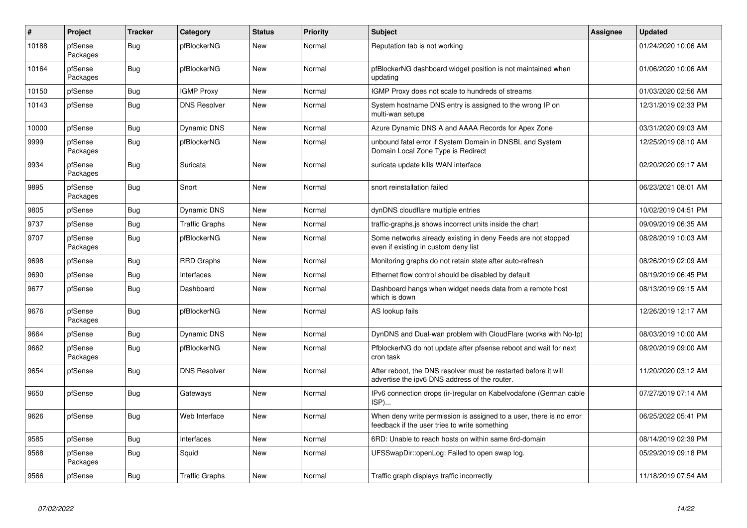| # | Project | Tracker | Category | Status | Priority | Subject | Assignee | Updated |
|---|---|---|---|---|---|---|---|---|
| 10188 | pfSense Packages | Bug | pfBlockerNG | New | Normal | Reputation tab is not working | | 01/24/2020 10:06 AM |
| 10164 | pfSense Packages | Bug | pfBlockerNG | New | Normal | pfBlockerNG dashboard widget position is not maintained when updating | | 01/06/2020 10:06 AM |
| 10150 | pfSense | Bug | IGMP Proxy | New | Normal | IGMP Proxy does not scale to hundreds of streams | | 01/03/2020 02:56 AM |
| 10143 | pfSense | Bug | DNS Resolver | New | Normal | System hostname DNS entry is assigned to the wrong IP on multi-wan setups | | 12/31/2019 02:33 PM |
| 10000 | pfSense | Bug | Dynamic DNS | New | Normal | Azure Dynamic DNS A and AAAA Records for Apex Zone | | 03/31/2020 09:03 AM |
| 9999 | pfSense Packages | Bug | pfBlockerNG | New | Normal | unbound fatal error if System Domain in DNSBL and System Domain Local Zone Type is Redirect | | 12/25/2019 08:10 AM |
| 9934 | pfSense Packages | Bug | Suricata | New | Normal | suricata update kills WAN interface | | 02/20/2020 09:17 AM |
| 9895 | pfSense Packages | Bug | Snort | New | Normal | snort reinstallation failed | | 06/23/2021 08:01 AM |
| 9805 | pfSense | Bug | Dynamic DNS | New | Normal | dynDNS cloudflare multiple entries | | 10/02/2019 04:51 PM |
| 9737 | pfSense | Bug | Traffic Graphs | New | Normal | traffic-graphs.js shows incorrect units inside the chart | | 09/09/2019 06:35 AM |
| 9707 | pfSense Packages | Bug | pfBlockerNG | New | Normal | Some networks already existing in deny Feeds are not stopped even if existing in custom deny list | | 08/28/2019 10:03 AM |
| 9698 | pfSense | Bug | RRD Graphs | New | Normal | Monitoring graphs do not retain state after auto-refresh | | 08/26/2019 02:09 AM |
| 9690 | pfSense | Bug | Interfaces | New | Normal | Ethernet flow control should be disabled by default | | 08/19/2019 06:45 PM |
| 9677 | pfSense | Bug | Dashboard | New | Normal | Dashboard hangs when widget needs data from a remote host which is down | | 08/13/2019 09:15 AM |
| 9676 | pfSense Packages | Bug | pfBlockerNG | New | Normal | AS lookup fails | | 12/26/2019 12:17 AM |
| 9664 | pfSense | Bug | Dynamic DNS | New | Normal | DynDNS and Dual-wan problem with CloudFlare (works with No-Ip) | | 08/03/2019 10:00 AM |
| 9662 | pfSense Packages | Bug | pfBlockerNG | New | Normal | PfblockerNG do not update after pfsense reboot and wait for next cron task | | 08/20/2019 09:00 AM |
| 9654 | pfSense | Bug | DNS Resolver | New | Normal | After reboot, the DNS resolver must be restarted before it will advertise the ipv6 DNS address of the router. | | 11/20/2020 03:12 AM |
| 9650 | pfSense | Bug | Gateways | New | Normal | IPv6 connection drops (ir-)regular on Kabelvodafone (German cable ISP)... | | 07/27/2019 07:14 AM |
| 9626 | pfSense | Bug | Web Interface | New | Normal | When deny write permission is assigned to a user, there is no error feedback if the user tries to write something | | 06/25/2022 05:41 PM |
| 9585 | pfSense | Bug | Interfaces | New | Normal | 6RD: Unable to reach hosts on within same 6rd-domain | | 08/14/2019 02:39 PM |
| 9568 | pfSense Packages | Bug | Squid | New | Normal | UFSSwapDir::openLog: Failed to open swap log. | | 05/29/2019 09:18 PM |
| 9566 | pfSense | Bug | Traffic Graphs | New | Normal | Traffic graph displays traffic incorrectly | | 11/18/2019 07:54 AM |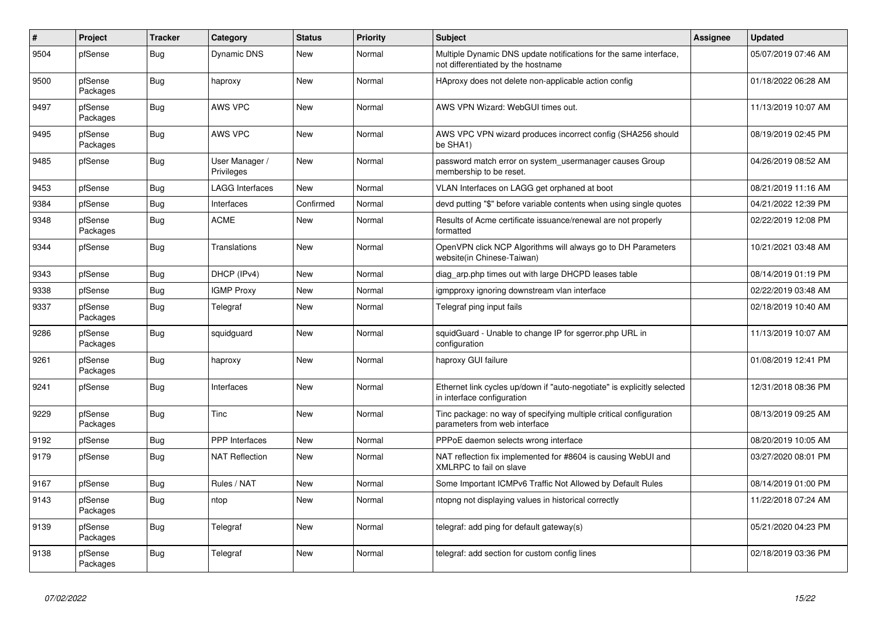| # | Project | Tracker | Category | Status | Priority | Subject | Assignee | Updated |
|---|---|---|---|---|---|---|---|---|
| 9504 | pfSense | Bug | Dynamic DNS | New | Normal | Multiple Dynamic DNS update notifications for the same interface, not differentiated by the hostname | | 05/07/2019 07:46 AM |
| 9500 | pfSense Packages | Bug | haproxy | New | Normal | HAproxy does not delete non-applicable action config | | 01/18/2022 06:28 AM |
| 9497 | pfSense Packages | Bug | AWS VPC | New | Normal | AWS VPN Wizard: WebGUI times out. | | 11/13/2019 10:07 AM |
| 9495 | pfSense Packages | Bug | AWS VPC | New | Normal | AWS VPC VPN wizard produces incorrect config (SHA256 should be SHA1) | | 08/19/2019 02:45 PM |
| 9485 | pfSense | Bug | User Manager / Privileges | New | Normal | password match error on system_usermanager causes Group membership to be reset. | | 04/26/2019 08:52 AM |
| 9453 | pfSense | Bug | LAGG Interfaces | New | Normal | VLAN Interfaces on LAGG get orphaned at boot | | 08/21/2019 11:16 AM |
| 9384 | pfSense | Bug | Interfaces | Confirmed | Normal | devd putting "$" before variable contents when using single quotes | | 04/21/2022 12:39 PM |
| 9348 | pfSense Packages | Bug | ACME | New | Normal | Results of Acme certificate issuance/renewal are not properly formatted | | 02/22/2019 12:08 PM |
| 9344 | pfSense | Bug | Translations | New | Normal | OpenVPN click NCP Algorithms will always go to DH Parameters website(in Chinese-Taiwan) | | 10/21/2021 03:48 AM |
| 9343 | pfSense | Bug | DHCP (IPv4) | New | Normal | diag_arp.php times out with large DHCPD leases table | | 08/14/2019 01:19 PM |
| 9338 | pfSense | Bug | IGMP Proxy | New | Normal | igmpproxy ignoring downstream vlan interface | | 02/22/2019 03:48 AM |
| 9337 | pfSense Packages | Bug | Telegraf | New | Normal | Telegraf ping input fails | | 02/18/2019 10:40 AM |
| 9286 | pfSense Packages | Bug | squidguard | New | Normal | squidGuard - Unable to change IP for sgerror.php URL in configuration | | 11/13/2019 10:07 AM |
| 9261 | pfSense Packages | Bug | haproxy | New | Normal | haproxy GUI failure | | 01/08/2019 12:41 PM |
| 9241 | pfSense | Bug | Interfaces | New | Normal | Ethernet link cycles up/down if "auto-negotiate" is explicitly selected in interface configuration | | 12/31/2018 08:36 PM |
| 9229 | pfSense Packages | Bug | Tinc | New | Normal | Tinc package: no way of specifying multiple critical configuration parameters from web interface | | 08/13/2019 09:25 AM |
| 9192 | pfSense | Bug | PPP Interfaces | New | Normal | PPPoE daemon selects wrong interface | | 08/20/2019 10:05 AM |
| 9179 | pfSense | Bug | NAT Reflection | New | Normal | NAT reflection fix implemented for #8604 is causing WebUI and XMLRPC to fail on slave | | 03/27/2020 08:01 PM |
| 9167 | pfSense | Bug | Rules / NAT | New | Normal | Some Important ICMPv6 Traffic Not Allowed by Default Rules | | 08/14/2019 01:00 PM |
| 9143 | pfSense Packages | Bug | ntop | New | Normal | ntopng not displaying values in historical correctly | | 11/22/2018 07:24 AM |
| 9139 | pfSense Packages | Bug | Telegraf | New | Normal | telegraf: add ping for default gateway(s) | | 05/21/2020 04:23 PM |
| 9138 | pfSense Packages | Bug | Telegraf | New | Normal | telegraf: add section for custom config lines | | 02/18/2019 03:36 PM |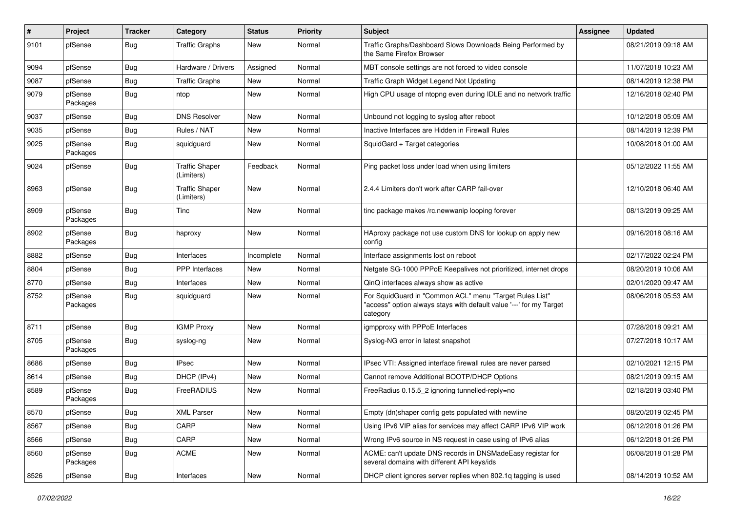| # | Project | Tracker | Category | Status | Priority | Subject | Assignee | Updated |
|---|---|---|---|---|---|---|---|---|
| 9101 | pfSense | Bug | Traffic Graphs | New | Normal | Traffic Graphs/Dashboard Slows Downloads Being Performed by the Same Firefox Browser | | 08/21/2019 09:18 AM |
| 9094 | pfSense | Bug | Hardware / Drivers | Assigned | Normal | MBT console settings are not forced to video console | | 11/07/2018 10:23 AM |
| 9087 | pfSense | Bug | Traffic Graphs | New | Normal | Traffic Graph Widget Legend Not Updating | | 08/14/2019 12:38 PM |
| 9079 | pfSense Packages | Bug | ntop | New | Normal | High CPU usage of ntopng even during IDLE and no network traffic | | 12/16/2018 02:40 PM |
| 9037 | pfSense | Bug | DNS Resolver | New | Normal | Unbound not logging to syslog after reboot | | 10/12/2018 05:09 AM |
| 9035 | pfSense | Bug | Rules / NAT | New | Normal | Inactive Interfaces are Hidden in Firewall Rules | | 08/14/2019 12:39 PM |
| 9025 | pfSense Packages | Bug | squidguard | New | Normal | SquidGard + Target categories | | 10/08/2018 01:00 AM |
| 9024 | pfSense | Bug | Traffic Shaper (Limiters) | Feedback | Normal | Ping packet loss under load when using limiters | | 05/12/2022 11:55 AM |
| 8963 | pfSense | Bug | Traffic Shaper (Limiters) | New | Normal | 2.4.4 Limiters don't work after CARP fail-over | | 12/10/2018 06:40 AM |
| 8909 | pfSense Packages | Bug | Tinc | New | Normal | tinc package makes /rc.newwanip looping forever | | 08/13/2019 09:25 AM |
| 8902 | pfSense Packages | Bug | haproxy | New | Normal | HAproxy package not use custom DNS for lookup on apply new config | | 09/16/2018 08:16 AM |
| 8882 | pfSense | Bug | Interfaces | Incomplete | Normal | Interface assignments lost on reboot | | 02/17/2022 02:24 PM |
| 8804 | pfSense | Bug | PPP Interfaces | New | Normal | Netgate SG-1000 PPPoE Keepalives not prioritized, internet drops | | 08/20/2019 10:06 AM |
| 8770 | pfSense | Bug | Interfaces | New | Normal | QinQ interfaces always show as active | | 02/01/2020 09:47 AM |
| 8752 | pfSense Packages | Bug | squidguard | New | Normal | For SquidGuard in "Common ACL" menu "Target Rules List" "access" option always stays with default value '---' for my Target category | | 08/06/2018 05:53 AM |
| 8711 | pfSense | Bug | IGMP Proxy | New | Normal | igmpproxy with PPPoE Interfaces | | 07/28/2018 09:21 AM |
| 8705 | pfSense Packages | Bug | syslog-ng | New | Normal | Syslog-NG error in latest snapshot | | 07/27/2018 10:17 AM |
| 8686 | pfSense | Bug | IPsec | New | Normal | IPsec VTI: Assigned interface firewall rules are never parsed | | 02/10/2021 12:15 PM |
| 8614 | pfSense | Bug | DHCP (IPv4) | New | Normal | Cannot remove Additional BOOTP/DHCP Options | | 08/21/2019 09:15 AM |
| 8589 | pfSense Packages | Bug | FreeRADIUS | New | Normal | FreeRadius 0.15.5_2 ignoring tunnelled-reply=no | | 02/18/2019 03:40 PM |
| 8570 | pfSense | Bug | XML Parser | New | Normal | Empty (dn)shaper config gets populated with newline | | 08/20/2019 02:45 PM |
| 8567 | pfSense | Bug | CARP | New | Normal | Using IPv6 VIP alias for services may affect CARP IPv6 VIP work | | 06/12/2018 01:26 PM |
| 8566 | pfSense | Bug | CARP | New | Normal | Wrong IPv6 source in NS request in case using of IPv6 alias | | 06/12/2018 01:26 PM |
| 8560 | pfSense Packages | Bug | ACME | New | Normal | ACME: can't update DNS records in DNSMadeEasy registar for several domains with different API keys/ids | | 06/08/2018 01:28 PM |
| 8526 | pfSense | Bug | Interfaces | New | Normal | DHCP client ignores server replies when 802.1q tagging is used | | 08/14/2019 10:52 AM |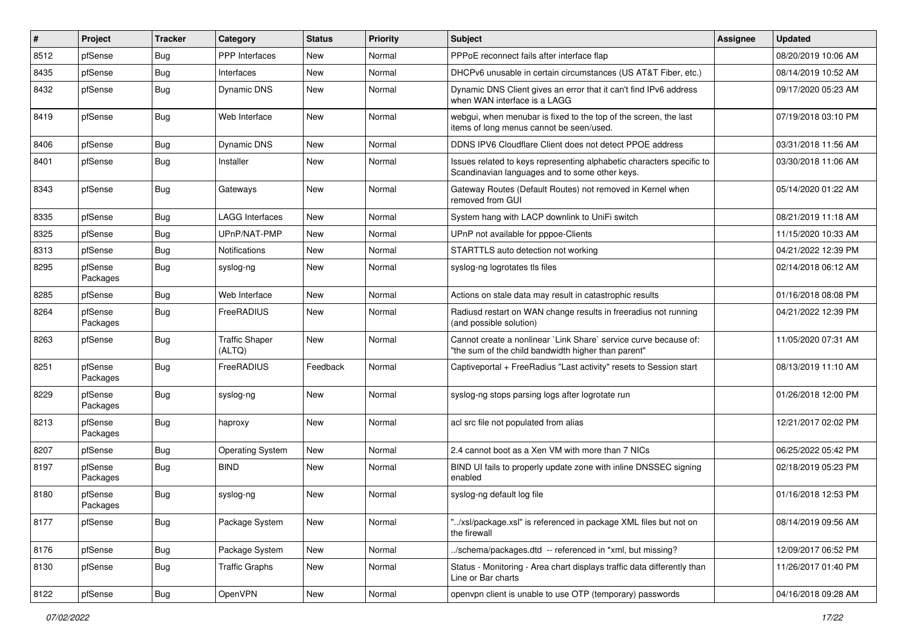| # | Project | Tracker | Category | Status | Priority | Subject | Assignee | Updated |
|---|---|---|---|---|---|---|---|---|
| 8512 | pfSense | Bug | PPP Interfaces | New | Normal | PPPoE reconnect fails after interface flap | | 08/20/2019 10:06 AM |
| 8435 | pfSense | Bug | Interfaces | New | Normal | DHCPv6 unusable in certain circumstances (US AT&T Fiber, etc.) | | 08/14/2019 10:52 AM |
| 8432 | pfSense | Bug | Dynamic DNS | New | Normal | Dynamic DNS Client gives an error that it can't find IPv6 address when WAN interface is a LAGG | | 09/17/2020 05:23 AM |
| 8419 | pfSense | Bug | Web Interface | New | Normal | webgui, when menubar is fixed to the top of the screen, the last items of long menus cannot be seen/used. | | 07/19/2018 03:10 PM |
| 8406 | pfSense | Bug | Dynamic DNS | New | Normal | DDNS IPV6 Cloudflare Client does not detect PPOE address | | 03/31/2018 11:56 AM |
| 8401 | pfSense | Bug | Installer | New | Normal | Issues related to keys representing alphabetic characters specific to Scandinavian languages and to some other keys. | | 03/30/2018 11:06 AM |
| 8343 | pfSense | Bug | Gateways | New | Normal | Gateway Routes (Default Routes) not removed in Kernel when removed from GUI | | 05/14/2020 01:22 AM |
| 8335 | pfSense | Bug | LAGG Interfaces | New | Normal | System hang with LACP downlink to UniFi switch | | 08/21/2019 11:18 AM |
| 8325 | pfSense | Bug | UPnP/NAT-PMP | New | Normal | UPnP not available for pppoe-Clients | | 11/15/2020 10:33 AM |
| 8313 | pfSense | Bug | Notifications | New | Normal | STARTTLS auto detection not working | | 04/21/2022 12:39 PM |
| 8295 | pfSense Packages | Bug | syslog-ng | New | Normal | syslog-ng logrotates tls files | | 02/14/2018 06:12 AM |
| 8285 | pfSense | Bug | Web Interface | New | Normal | Actions on stale data may result in catastrophic results | | 01/16/2018 08:08 PM |
| 8264 | pfSense Packages | Bug | FreeRADIUS | New | Normal | Radiusd restart on WAN change results in freeradius not running (and possible solution) | | 04/21/2022 12:39 PM |
| 8263 | pfSense | Bug | Traffic Shaper (ALTQ) | New | Normal | Cannot create a nonlinear `Link Share` service curve because of: "the sum of the child bandwidth higher than parent" | | 11/05/2020 07:31 AM |
| 8251 | pfSense Packages | Bug | FreeRADIUS | Feedback | Normal | Captiveportal + FreeRadius "Last activity" resets to Session start | | 08/13/2019 11:10 AM |
| 8229 | pfSense Packages | Bug | syslog-ng | New | Normal | syslog-ng stops parsing logs after logrotate run | | 01/26/2018 12:00 PM |
| 8213 | pfSense Packages | Bug | haproxy | New | Normal | acl src file not populated from alias | | 12/21/2017 02:02 PM |
| 8207 | pfSense | Bug | Operating System | New | Normal | 2.4 cannot boot as a Xen VM with more than 7 NICs | | 06/25/2022 05:42 PM |
| 8197 | pfSense Packages | Bug | BIND | New | Normal | BIND UI fails to properly update zone with inline DNSSEC signing enabled | | 02/18/2019 05:23 PM |
| 8180 | pfSense Packages | Bug | syslog-ng | New | Normal | syslog-ng default log file | | 01/16/2018 12:53 PM |
| 8177 | pfSense | Bug | Package System | New | Normal | "../xsl/package.xsl" is referenced in package XML files but not on the firewall | | 08/14/2019 09:56 AM |
| 8176 | pfSense | Bug | Package System | New | Normal | ../schema/packages.dtd -- referenced in *xml, but missing? | | 12/09/2017 06:52 PM |
| 8130 | pfSense | Bug | Traffic Graphs | New | Normal | Status - Monitoring - Area chart displays traffic data differently than Line or Bar charts | | 11/26/2017 01:40 PM |
| 8122 | pfSense | Bug | OpenVPN | New | Normal | openvpn client is unable to use OTP (temporary) passwords | | 04/16/2018 09:28 AM |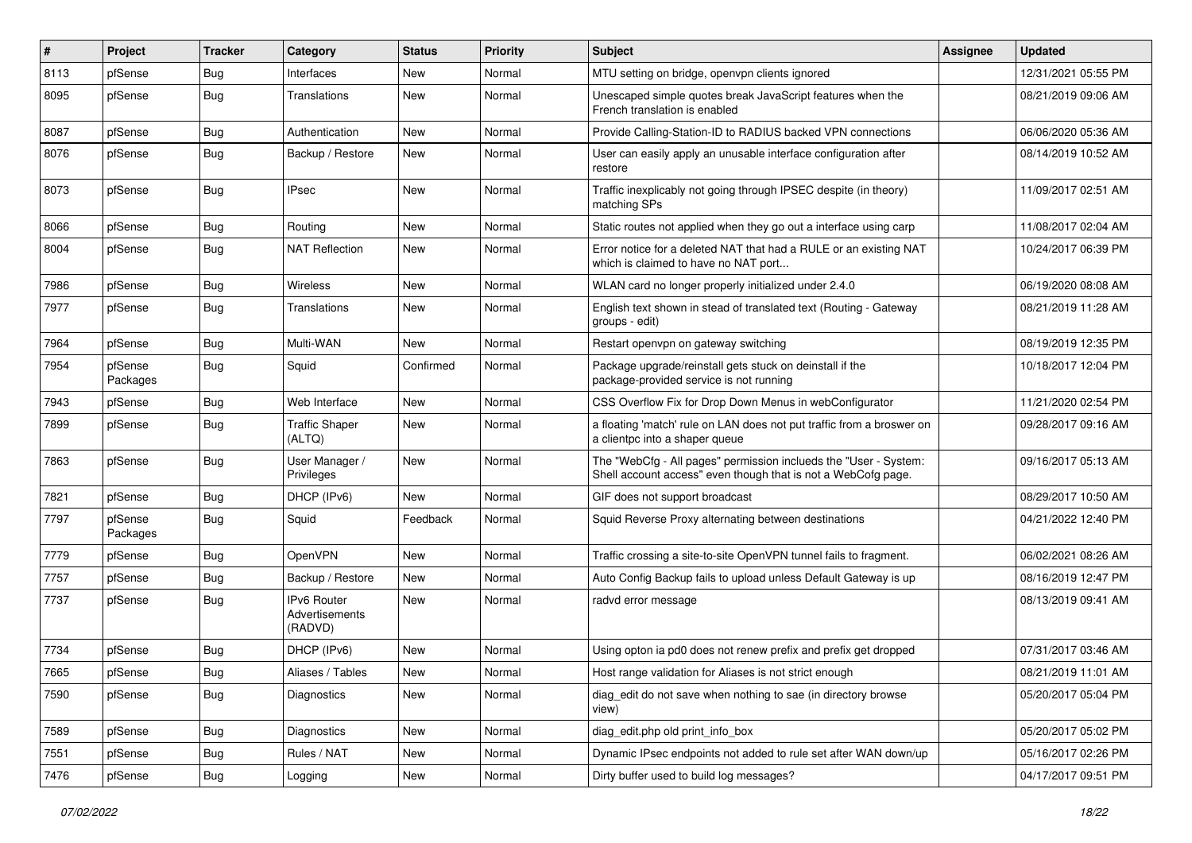| # | Project | Tracker | Category | Status | Priority | Subject | Assignee | Updated |
|---|---|---|---|---|---|---|---|---|
| 8113 | pfSense | Bug | Interfaces | New | Normal | MTU setting on bridge, openvpn clients ignored | | 12/31/2021 05:55 PM |
| 8095 | pfSense | Bug | Translations | New | Normal | Unescaped simple quotes break JavaScript features when the French translation is enabled | | 08/21/2019 09:06 AM |
| 8087 | pfSense | Bug | Authentication | New | Normal | Provide Calling-Station-ID to RADIUS backed VPN connections | | 06/06/2020 05:36 AM |
| 8076 | pfSense | Bug | Backup / Restore | New | Normal | User can easily apply an unusable interface configuration after restore | | 08/14/2019 10:52 AM |
| 8073 | pfSense | Bug | IPsec | New | Normal | Traffic inexplicably not going through IPSEC despite (in theory) matching SPs | | 11/09/2017 02:51 AM |
| 8066 | pfSense | Bug | Routing | New | Normal | Static routes not applied when they go out a interface using carp | | 11/08/2017 02:04 AM |
| 8004 | pfSense | Bug | NAT Reflection | New | Normal | Error notice for a deleted NAT that had a RULE or an existing NAT which is claimed to have no NAT port... | | 10/24/2017 06:39 PM |
| 7986 | pfSense | Bug | Wireless | New | Normal | WLAN card no longer properly initialized under 2.4.0 | | 06/19/2020 08:08 AM |
| 7977 | pfSense | Bug | Translations | New | Normal | English text shown in stead of translated text (Routing - Gateway groups - edit) | | 08/21/2019 11:28 AM |
| 7964 | pfSense | Bug | Multi-WAN | New | Normal | Restart openvpn on gateway switching | | 08/19/2019 12:35 PM |
| 7954 | pfSense Packages | Bug | Squid | Confirmed | Normal | Package upgrade/reinstall gets stuck on deinstall if the package-provided service is not running | | 10/18/2017 12:04 PM |
| 7943 | pfSense | Bug | Web Interface | New | Normal | CSS Overflow Fix for Drop Down Menus in webConfigurator | | 11/21/2020 02:54 PM |
| 7899 | pfSense | Bug | Traffic Shaper (ALTQ) | New | Normal | a floating 'match' rule on LAN does not put traffic from a broswer on a clientpc into a shaper queue | | 09/28/2017 09:16 AM |
| 7863 | pfSense | Bug | User Manager / Privileges | New | Normal | The "WebCfg - All pages" permission inclueds the "User - System: Shell account access" even though that is not a WebCofg page. | | 09/16/2017 05:13 AM |
| 7821 | pfSense | Bug | DHCP (IPv6) | New | Normal | GIF does not support broadcast | | 08/29/2017 10:50 AM |
| 7797 | pfSense Packages | Bug | Squid | Feedback | Normal | Squid Reverse Proxy alternating between destinations | | 04/21/2022 12:40 PM |
| 7779 | pfSense | Bug | OpenVPN | New | Normal | Traffic crossing a site-to-site OpenVPN tunnel fails to fragment. | | 06/02/2021 08:26 AM |
| 7757 | pfSense | Bug | Backup / Restore | New | Normal | Auto Config Backup fails to upload unless Default Gateway is up | | 08/16/2019 12:47 PM |
| 7737 | pfSense | Bug | IPv6 Router Advertisements (RADVD) | New | Normal | radvd error message | | 08/13/2019 09:41 AM |
| 7734 | pfSense | Bug | DHCP (IPv6) | New | Normal | Using opton ia pd0 does not renew prefix and prefix get dropped | | 07/31/2017 03:46 AM |
| 7665 | pfSense | Bug | Aliases / Tables | New | Normal | Host range validation for Aliases is not strict enough | | 08/21/2019 11:01 AM |
| 7590 | pfSense | Bug | Diagnostics | New | Normal | diag_edit do not save when nothing to sae (in directory browse view) | | 05/20/2017 05:04 PM |
| 7589 | pfSense | Bug | Diagnostics | New | Normal | diag_edit.php old print_info_box | | 05/20/2017 05:02 PM |
| 7551 | pfSense | Bug | Rules / NAT | New | Normal | Dynamic IPsec endpoints not added to rule set after WAN down/up | | 05/16/2017 02:26 PM |
| 7476 | pfSense | Bug | Logging | New | Normal | Dirty buffer used to build log messages? | | 04/17/2017 09:51 PM |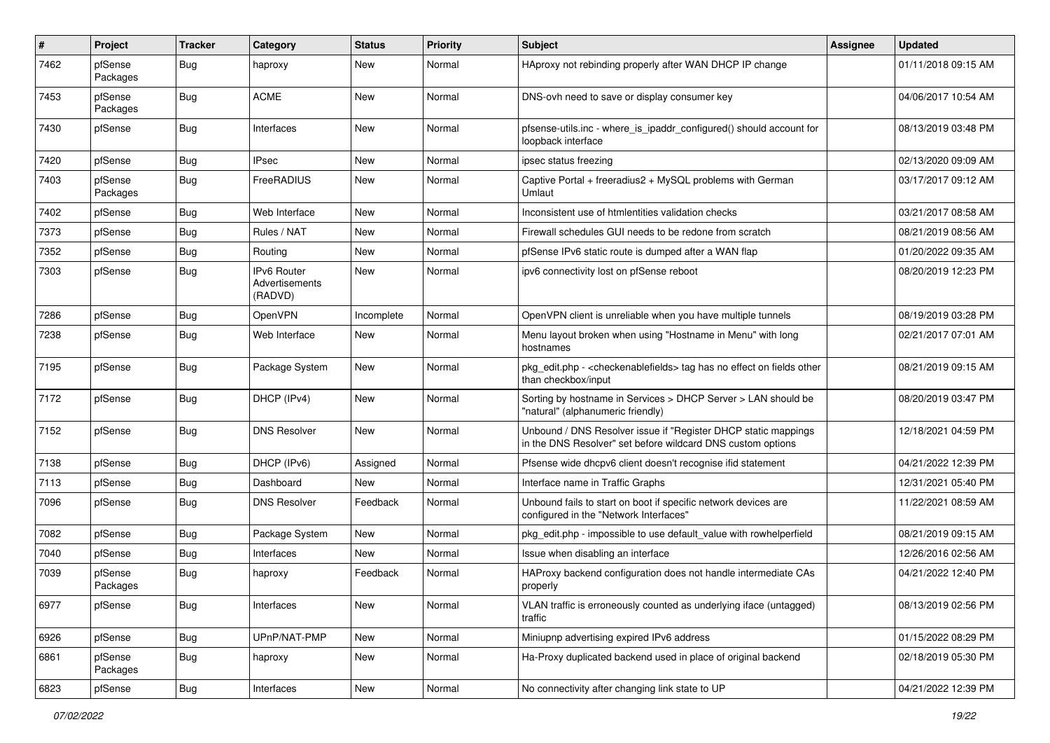| # | Project | Tracker | Category | Status | Priority | Subject | Assignee | Updated |
|---|---|---|---|---|---|---|---|---|
| 7462 | pfSense Packages | Bug | haproxy | New | Normal | HAproxy not rebinding properly after WAN DHCP IP change | | 01/11/2018 09:15 AM |
| 7453 | pfSense Packages | Bug | ACME | New | Normal | DNS-ovh need to save or display consumer key | | 04/06/2017 10:54 AM |
| 7430 | pfSense | Bug | Interfaces | New | Normal | pfsense-utils.inc - where_is_ipaddr_configured() should account for loopback interface | | 08/13/2019 03:48 PM |
| 7420 | pfSense | Bug | IPsec | New | Normal | ipsec status freezing | | 02/13/2020 09:09 AM |
| 7403 | pfSense Packages | Bug | FreeRADIUS | New | Normal | Captive Portal + freeradius2 + MySQL problems with German Umlaut | | 03/17/2017 09:12 AM |
| 7402 | pfSense | Bug | Web Interface | New | Normal | Inconsistent use of htmlentities validation checks | | 03/21/2017 08:58 AM |
| 7373 | pfSense | Bug | Rules / NAT | New | Normal | Firewall schedules GUI needs to be redone from scratch | | 08/21/2019 08:56 AM |
| 7352 | pfSense | Bug | Routing | New | Normal | pfSense IPv6 static route is dumped after a WAN flap | | 01/20/2022 09:35 AM |
| 7303 | pfSense | Bug | IPv6 Router Advertisements (RADVD) | New | Normal | ipv6 connectivity lost on pfSense reboot | | 08/20/2019 12:23 PM |
| 7286 | pfSense | Bug | OpenVPN | Incomplete | Normal | OpenVPN client is unreliable when you have multiple tunnels | | 08/19/2019 03:28 PM |
| 7238 | pfSense | Bug | Web Interface | New | Normal | Menu layout broken when using "Hostname in Menu" with long hostnames | | 02/21/2017 07:01 AM |
| 7195 | pfSense | Bug | Package System | New | Normal | pkg_edit.php - <checkenablefields> tag has no effect on fields other than checkbox/input | | 08/21/2019 09:15 AM |
| 7172 | pfSense | Bug | DHCP (IPv4) | New | Normal | Sorting by hostname in Services > DHCP Server > LAN should be "natural" (alphanumeric friendly) | | 08/20/2019 03:47 PM |
| 7152 | pfSense | Bug | DNS Resolver | New | Normal | Unbound / DNS Resolver issue if "Register DHCP static mappings in the DNS Resolver" set before wildcard DNS custom options | | 12/18/2021 04:59 PM |
| 7138 | pfSense | Bug | DHCP (IPv6) | Assigned | Normal | Pfsense wide dhcpv6 client doesn't recognise ifid statement | | 04/21/2022 12:39 PM |
| 7113 | pfSense | Bug | Dashboard | New | Normal | Interface name in Traffic Graphs | | 12/31/2021 05:40 PM |
| 7096 | pfSense | Bug | DNS Resolver | Feedback | Normal | Unbound fails to start on boot if specific network devices are configured in the "Network Interfaces" | | 11/22/2021 08:59 AM |
| 7082 | pfSense | Bug | Package System | New | Normal | pkg_edit.php - impossible to use default_value with rowhelperfield | | 08/21/2019 09:15 AM |
| 7040 | pfSense | Bug | Interfaces | New | Normal | Issue when disabling an interface | | 12/26/2016 02:56 AM |
| 7039 | pfSense Packages | Bug | haproxy | Feedback | Normal | HAProxy backend configuration does not handle intermediate CAs properly | | 04/21/2022 12:40 PM |
| 6977 | pfSense | Bug | Interfaces | New | Normal | VLAN traffic is erroneously counted as underlying iface (untagged) traffic | | 08/13/2019 02:56 PM |
| 6926 | pfSense | Bug | UPnP/NAT-PMP | New | Normal | Miniupnp advertising expired IPv6 address | | 01/15/2022 08:29 PM |
| 6861 | pfSense Packages | Bug | haproxy | New | Normal | Ha-Proxy duplicated backend used in place of original backend | | 02/18/2019 05:30 PM |
| 6823 | pfSense | Bug | Interfaces | New | Normal | No connectivity after changing link state to UP | | 04/21/2022 12:39 PM |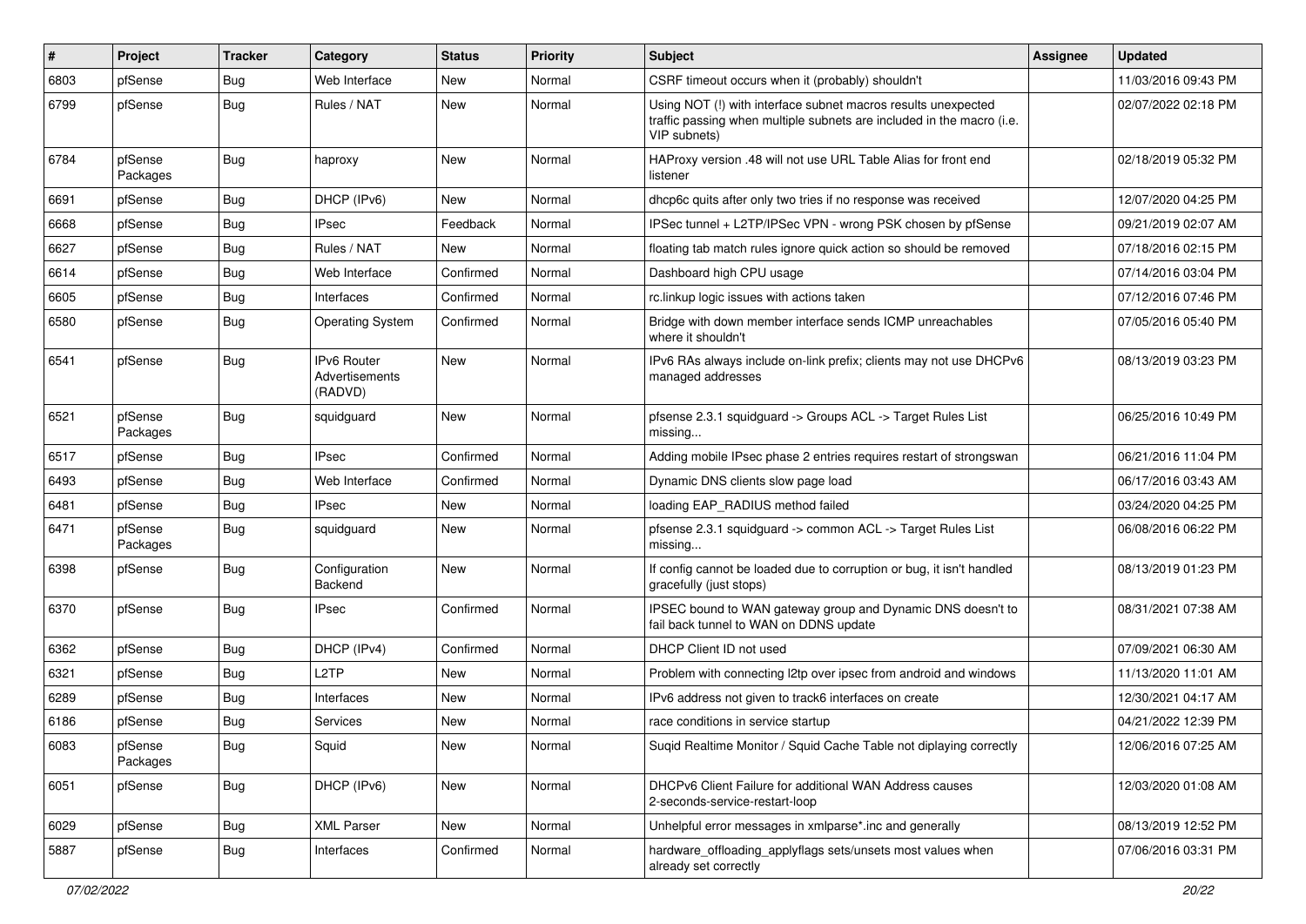| # | Project | Tracker | Category | Status | Priority | Subject | Assignee | Updated |
|---|---|---|---|---|---|---|---|---|
| 6803 | pfSense | Bug | Web Interface | New | Normal | CSRF timeout occurs when it (probably) shouldn't | | 11/03/2016 09:43 PM |
| 6799 | pfSense | Bug | Rules / NAT | New | Normal | Using NOT (!) with interface subnet macros results unexpected traffic passing when multiple subnets are included in the macro (i.e. VIP subnets) | | 02/07/2022 02:18 PM |
| 6784 | pfSense Packages | Bug | haproxy | New | Normal | HAProxy version .48 will not use URL Table Alias for front end listener | | 02/18/2019 05:32 PM |
| 6691 | pfSense | Bug | DHCP (IPv6) | New | Normal | dhcp6c quits after only two tries if no response was received | | 12/07/2020 04:25 PM |
| 6668 | pfSense | Bug | IPsec | Feedback | Normal | IPSec tunnel + L2TP/IPSec VPN - wrong PSK chosen by pfSense | | 09/21/2019 02:07 AM |
| 6627 | pfSense | Bug | Rules / NAT | New | Normal | floating tab match rules ignore quick action so should be removed | | 07/18/2016 02:15 PM |
| 6614 | pfSense | Bug | Web Interface | Confirmed | Normal | Dashboard high CPU usage | | 07/14/2016 03:04 PM |
| 6605 | pfSense | Bug | Interfaces | Confirmed | Normal | rc.linkup logic issues with actions taken | | 07/12/2016 07:46 PM |
| 6580 | pfSense | Bug | Operating System | Confirmed | Normal | Bridge with down member interface sends ICMP unreachables where it shouldn't | | 07/05/2016 05:40 PM |
| 6541 | pfSense | Bug | IPv6 Router Advertisements (RADVD) | New | Normal | IPv6 RAs always include on-link prefix; clients may not use DHCPv6 managed addresses | | 08/13/2019 03:23 PM |
| 6521 | pfSense Packages | Bug | squidguard | New | Normal | pfsense 2.3.1 squidguard -> Groups ACL -> Target Rules List missing... | | 06/25/2016 10:49 PM |
| 6517 | pfSense | Bug | IPsec | Confirmed | Normal | Adding mobile IPsec phase 2 entries requires restart of strongswan | | 06/21/2016 11:04 PM |
| 6493 | pfSense | Bug | Web Interface | Confirmed | Normal | Dynamic DNS clients slow page load | | 06/17/2016 03:43 AM |
| 6481 | pfSense | Bug | IPsec | New | Normal | loading EAP_RADIUS method failed | | 03/24/2020 04:25 PM |
| 6471 | pfSense Packages | Bug | squidguard | New | Normal | pfsense 2.3.1 squidguard -> common ACL -> Target Rules List missing... | | 06/08/2016 06:22 PM |
| 6398 | pfSense | Bug | Configuration Backend | New | Normal | If config cannot be loaded due to corruption or bug, it isn't handled gracefully (just stops) | | 08/13/2019 01:23 PM |
| 6370 | pfSense | Bug | IPsec | Confirmed | Normal | IPSEC bound to WAN gateway group and Dynamic DNS doesn't to fail back tunnel to WAN on DDNS update | | 08/31/2021 07:38 AM |
| 6362 | pfSense | Bug | DHCP (IPv4) | Confirmed | Normal | DHCP Client ID not used | | 07/09/2021 06:30 AM |
| 6321 | pfSense | Bug | L2TP | New | Normal | Problem with connecting l2tp over ipsec from android and windows | | 11/13/2020 11:01 AM |
| 6289 | pfSense | Bug | Interfaces | New | Normal | IPv6 address not given to track6 interfaces on create | | 12/30/2021 04:17 AM |
| 6186 | pfSense | Bug | Services | New | Normal | race conditions in service startup | | 04/21/2022 12:39 PM |
| 6083 | pfSense Packages | Bug | Squid | New | Normal | Suqid Realtime Monitor / Squid Cache Table not diplaying correctly | | 12/06/2016 07:25 AM |
| 6051 | pfSense | Bug | DHCP (IPv6) | New | Normal | DHCPv6 Client Failure for additional WAN Address causes 2-seconds-service-restart-loop | | 12/03/2020 01:08 AM |
| 6029 | pfSense | Bug | XML Parser | New | Normal | Unhelpful error messages in xmlparse*.inc and generally | | 08/13/2019 12:52 PM |
| 5887 | pfSense | Bug | Interfaces | Confirmed | Normal | hardware_offloading_applyflags sets/unsets most values when already set correctly | | 07/06/2016 03:31 PM |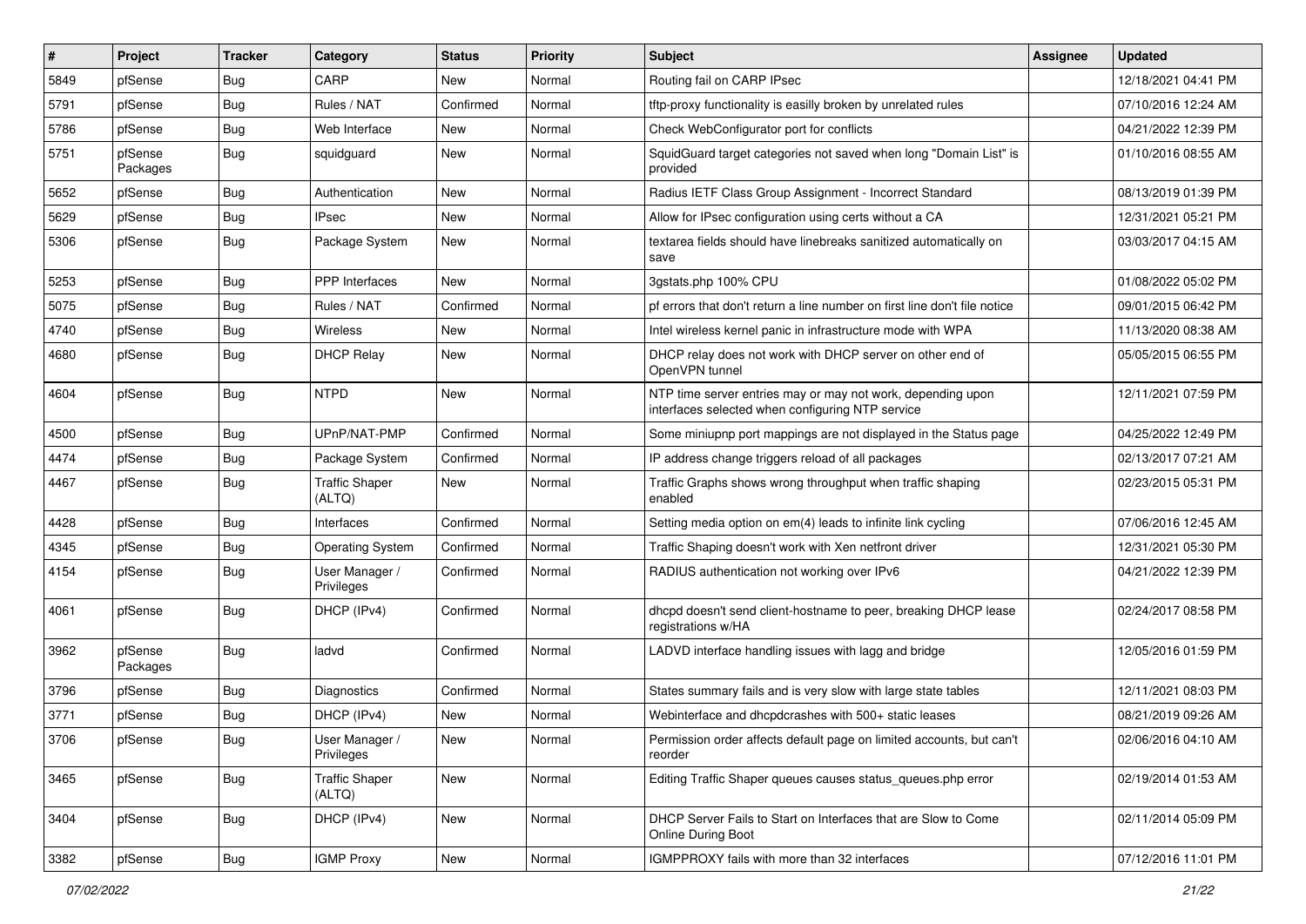| # | Project | Tracker | Category | Status | Priority | Subject | Assignee | Updated |
|---|---|---|---|---|---|---|---|---|
| 5849 | pfSense | Bug | CARP | New | Normal | Routing fail on CARP IPsec | | 12/18/2021 04:41 PM |
| 5791 | pfSense | Bug | Rules / NAT | Confirmed | Normal | tftp-proxy functionality is easilly broken by unrelated rules | | 07/10/2016 12:24 AM |
| 5786 | pfSense | Bug | Web Interface | New | Normal | Check WebConfigurator port for conflicts | | 04/21/2022 12:39 PM |
| 5751 | pfSense Packages | Bug | squidguard | New | Normal | SquidGuard target categories not saved when long "Domain List" is provided | | 01/10/2016 08:55 AM |
| 5652 | pfSense | Bug | Authentication | New | Normal | Radius IETF Class Group Assignment - Incorrect Standard | | 08/13/2019 01:39 PM |
| 5629 | pfSense | Bug | IPsec | New | Normal | Allow for IPsec configuration using certs without a CA | | 12/31/2021 05:21 PM |
| 5306 | pfSense | Bug | Package System | New | Normal | textarea fields should have linebreaks sanitized automatically on save | | 03/03/2017 04:15 AM |
| 5253 | pfSense | Bug | PPP Interfaces | New | Normal | 3gstats.php 100% CPU | | 01/08/2022 05:02 PM |
| 5075 | pfSense | Bug | Rules / NAT | Confirmed | Normal | pf errors that don't return a line number on first line don't file notice | | 09/01/2015 06:42 PM |
| 4740 | pfSense | Bug | Wireless | New | Normal | Intel wireless kernel panic in infrastructure mode with WPA | | 11/13/2020 08:38 AM |
| 4680 | pfSense | Bug | DHCP Relay | New | Normal | DHCP relay does not work with DHCP server on other end of OpenVPN tunnel | | 05/05/2015 06:55 PM |
| 4604 | pfSense | Bug | NTPD | New | Normal | NTP time server entries may or may not work, depending upon interfaces selected when configuring NTP service | | 12/11/2021 07:59 PM |
| 4500 | pfSense | Bug | UPnP/NAT-PMP | Confirmed | Normal | Some miniupnp port mappings are not displayed in the Status page | | 04/25/2022 12:49 PM |
| 4474 | pfSense | Bug | Package System | Confirmed | Normal | IP address change triggers reload of all packages | | 02/13/2017 07:21 AM |
| 4467 | pfSense | Bug | Traffic Shaper (ALTQ) | New | Normal | Traffic Graphs shows wrong throughput when traffic shaping enabled | | 02/23/2015 05:31 PM |
| 4428 | pfSense | Bug | Interfaces | Confirmed | Normal | Setting media option on em(4) leads to infinite link cycling | | 07/06/2016 12:45 AM |
| 4345 | pfSense | Bug | Operating System | Confirmed | Normal | Traffic Shaping doesn't work with Xen netfront driver | | 12/31/2021 05:30 PM |
| 4154 | pfSense | Bug | User Manager / Privileges | Confirmed | Normal | RADIUS authentication not working over IPv6 | | 04/21/2022 12:39 PM |
| 4061 | pfSense | Bug | DHCP (IPv4) | Confirmed | Normal | dhcpd doesn't send client-hostname to peer, breaking DHCP lease registrations w/HA | | 02/24/2017 08:58 PM |
| 3962 | pfSense Packages | Bug | ladvd | Confirmed | Normal | LADVD interface handling issues with lagg and bridge | | 12/05/2016 01:59 PM |
| 3796 | pfSense | Bug | Diagnostics | Confirmed | Normal | States summary fails and is very slow with large state tables | | 12/11/2021 08:03 PM |
| 3771 | pfSense | Bug | DHCP (IPv4) | New | Normal | Webinterface and dhcpdcrashes with 500+ static leases | | 08/21/2019 09:26 AM |
| 3706 | pfSense | Bug | User Manager / Privileges | New | Normal | Permission order affects default page on limited accounts, but can't reorder | | 02/06/2016 04:10 AM |
| 3465 | pfSense | Bug | Traffic Shaper (ALTQ) | New | Normal | Editing Traffic Shaper queues causes status_queues.php error | | 02/19/2014 01:53 AM |
| 3404 | pfSense | Bug | DHCP (IPv4) | New | Normal | DHCP Server Fails to Start on Interfaces that are Slow to Come Online During Boot | | 02/11/2014 05:09 PM |
| 3382 | pfSense | Bug | IGMP Proxy | New | Normal | IGMPPROXY fails with more than 32 interfaces | | 07/12/2016 11:01 PM |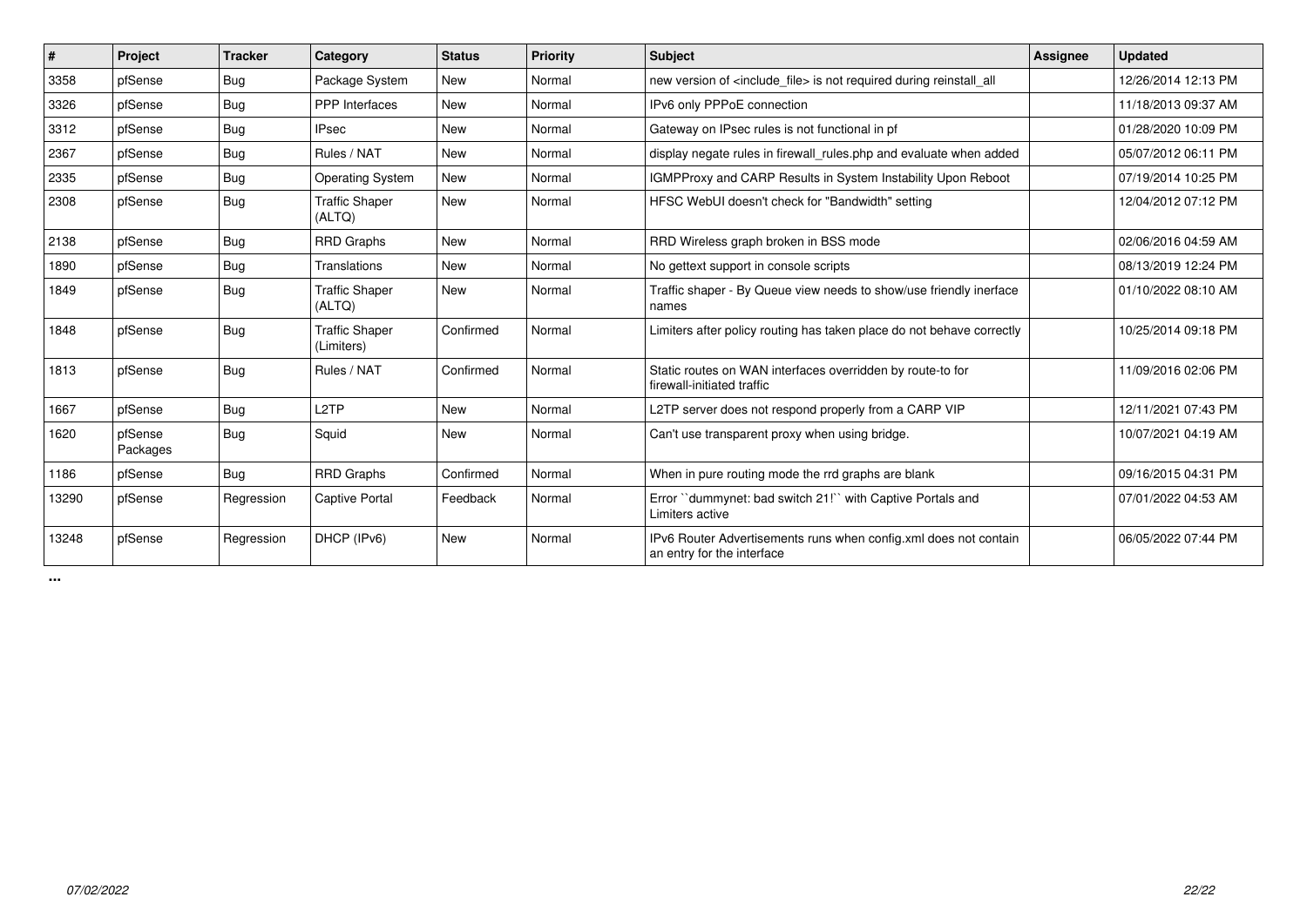| # | Project | Tracker | Category | Status | Priority | Subject | Assignee | Updated |
|---|---|---|---|---|---|---|---|---|
| 3358 | pfSense | Bug | Package System | New | Normal | new version of <include_file> is not required during reinstall_all | | 12/26/2014 12:13 PM |
| 3326 | pfSense | Bug | PPP Interfaces | New | Normal | IPv6 only PPPoE connection | | 11/18/2013 09:37 AM |
| 3312 | pfSense | Bug | IPsec | New | Normal | Gateway on IPsec rules is not functional in pf | | 01/28/2020 10:09 PM |
| 2367 | pfSense | Bug | Rules / NAT | New | Normal | display negate rules in firewall_rules.php and evaluate when added | | 05/07/2012 06:11 PM |
| 2335 | pfSense | Bug | Operating System | New | Normal | IGMPProxy and CARP Results in System Instability Upon Reboot | | 07/19/2014 10:25 PM |
| 2308 | pfSense | Bug | Traffic Shaper (ALTQ) | New | Normal | HFSC WebUI doesn't check for "Bandwidth" setting | | 12/04/2012 07:12 PM |
| 2138 | pfSense | Bug | RRD Graphs | New | Normal | RRD Wireless graph broken in BSS mode | | 02/06/2016 04:59 AM |
| 1890 | pfSense | Bug | Translations | New | Normal | No gettext support in console scripts | | 08/13/2019 12:24 PM |
| 1849 | pfSense | Bug | Traffic Shaper (ALTQ) | New | Normal | Traffic shaper - By Queue view needs to show/use friendly inerface names | | 01/10/2022 08:10 AM |
| 1848 | pfSense | Bug | Traffic Shaper (Limiters) | Confirmed | Normal | Limiters after policy routing has taken place do not behave correctly | | 10/25/2014 09:18 PM |
| 1813 | pfSense | Bug | Rules / NAT | Confirmed | Normal | Static routes on WAN interfaces overridden by route-to for firewall-initiated traffic | | 11/09/2016 02:06 PM |
| 1667 | pfSense | Bug | L2TP | New | Normal | L2TP server does not respond properly from a CARP VIP | | 12/11/2021 07:43 PM |
| 1620 | pfSense Packages | Bug | Squid | New | Normal | Can't use transparent proxy when using bridge. | | 10/07/2021 04:19 AM |
| 1186 | pfSense | Bug | RRD Graphs | Confirmed | Normal | When in pure routing mode the rrd graphs are blank | | 09/16/2015 04:31 PM |
| 13290 | pfSense | Regression | Captive Portal | Feedback | Normal | Error ``dummynet: bad switch 21!`` with Captive Portals and Limiters active | | 07/01/2022 04:53 AM |
| 13248 | pfSense | Regression | DHCP (IPv6) | New | Normal | IPv6 Router Advertisements runs when config.xml does not contain an entry for the interface | | 06/05/2022 07:44 PM |

...